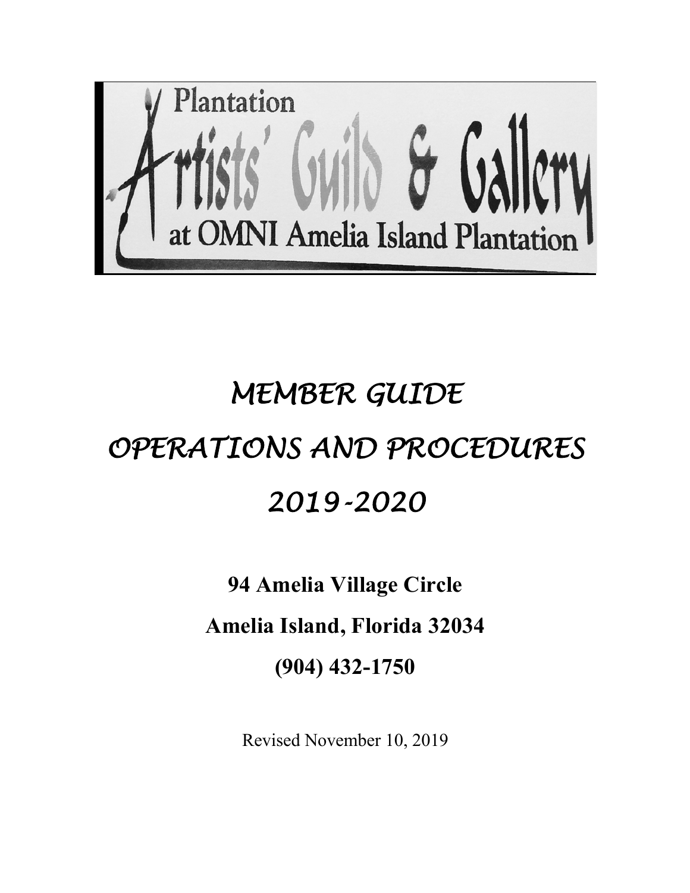Plantation

Artists' Guild & Gallery

at OMNI Amelia Island Plantation

# MEMBER GUIDE

# OPERATIONS AND PROCEDURES

# 2019-2020

**94 Amelia Village Circle**

**Amelia Island, Florida 32034**

**(904) 432-1750**

Revised November 10, 2019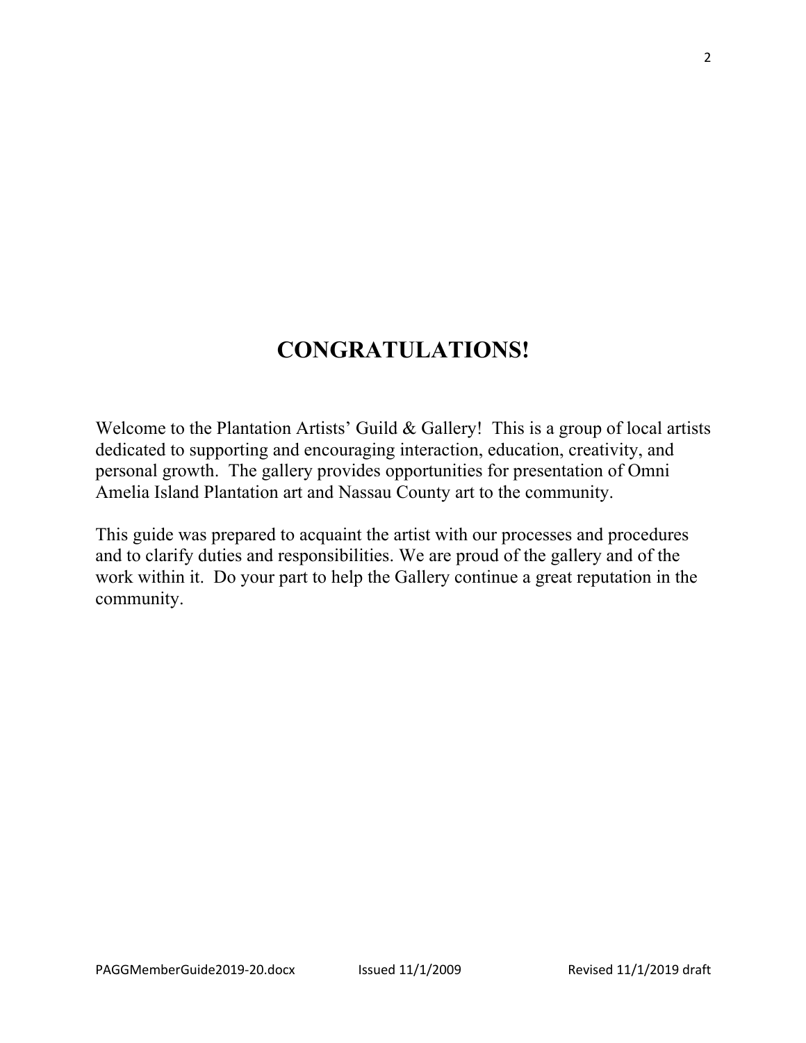# CONGRATULATIONS!

Welcome to the Plantation Artists' Guild & Gallery! This is a group of local artists dedicated to supporting and encouraging interaction, education, creativity, and personal growth. The gallery provides opportunities for presentation of Omni Amelia Island Plantation art and Nassau County art to the community.

This guide was prepared to acquaint the artist with our processes and procedures and to clarify duties and responsibilities. We are proud of the gallery and of the work within it. Do your part to help the Gallery continue a great reputation in the community.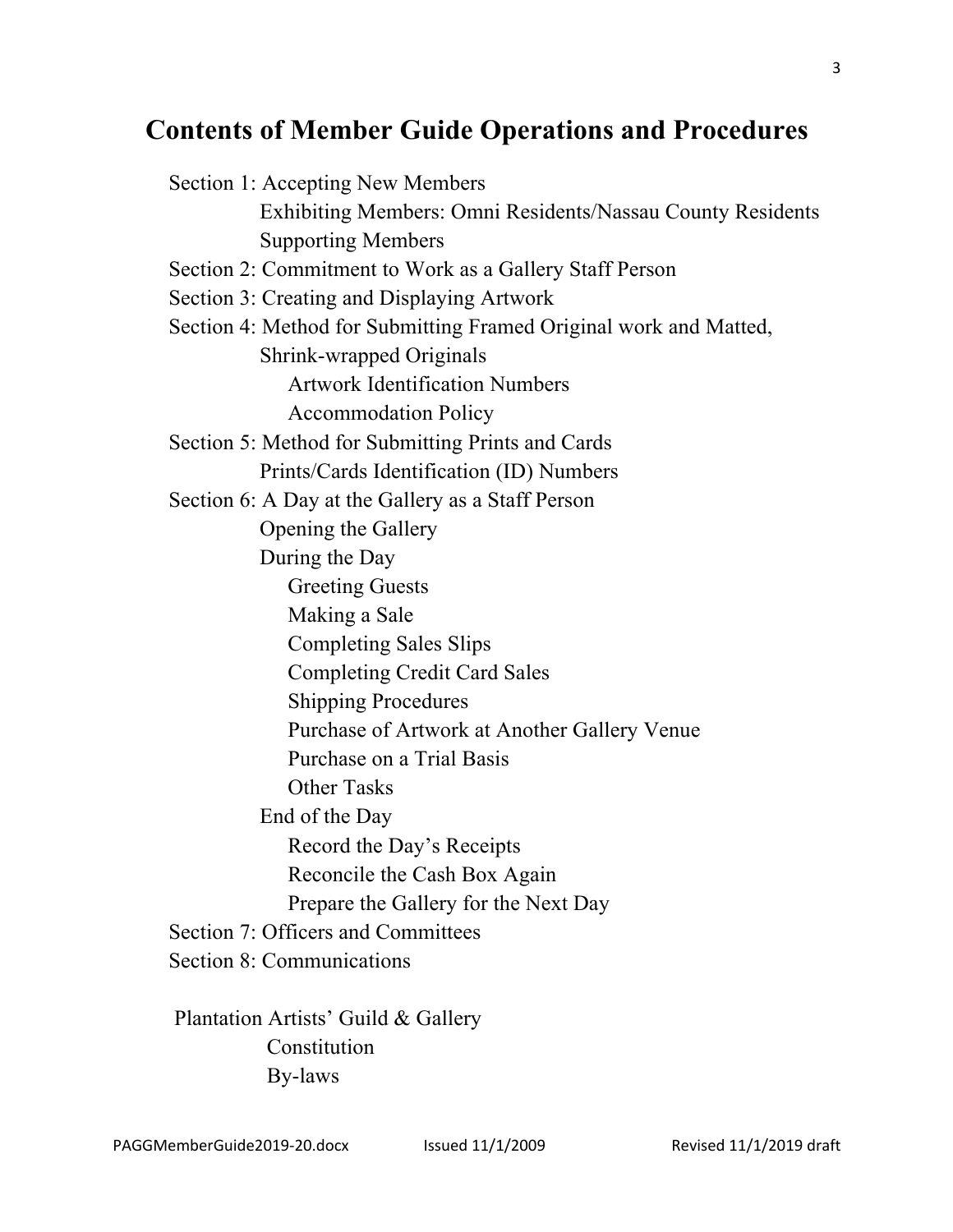# Contents of Member Guide Operations and Procedures

- Section 1: Accepting New Members
  - Exhibiting Members: Omni Residents/Nassau County Residents
  - Supporting Members
- Section 2: Commitment to Work as a Gallery Staff Person
- Section 3: Creating and Displaying Artwork
- Section 4: Method for Submitting Framed Original work and Matted, Shrink-wrapped Originals
  - Artwork Identification Numbers
  - Accommodation Policy
- Section 5: Method for Submitting Prints and Cards
  - Prints/Cards Identification (ID) Numbers
- Section 6: A Day at the Gallery as a Staff Person
  - Opening the Gallery
  - During the Day
    - Greeting Guests
    - Making a Sale
    - Completing Sales Slips
    - Completing Credit Card Sales
    - Shipping Procedures
    - Purchase of Artwork at Another Gallery Venue
    - Purchase on a Trial Basis
    - Other Tasks
  - End of the Day
    - Record the Day's Receipts
    - Reconcile the Cash Box Again
    - Prepare the Gallery for the Next Day
- Section 7: Officers and Committees
- Section 8: Communications

Plantation Artists' Guild & Gallery
- Constitution
- By-laws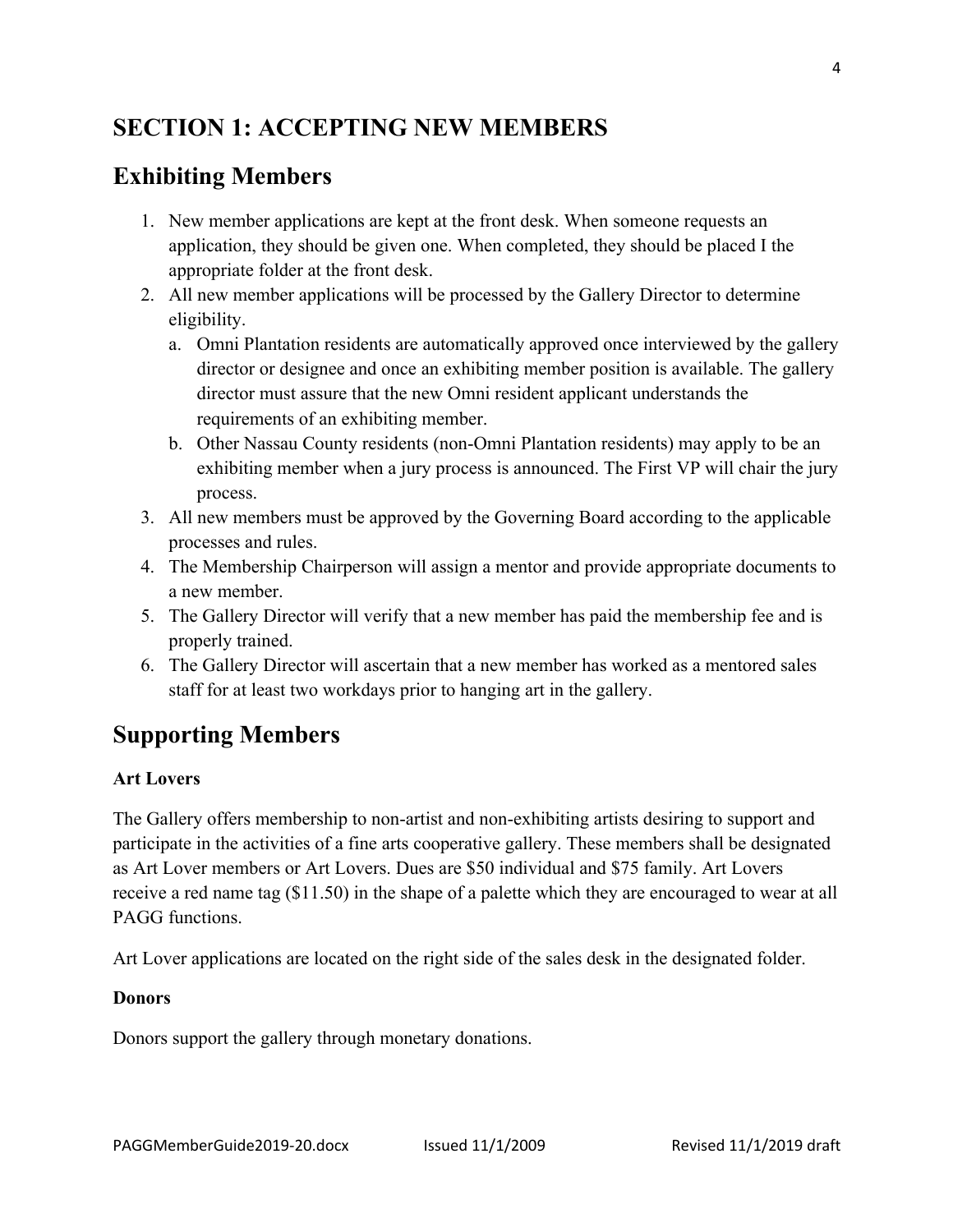# SECTION 1: ACCEPTING NEW MEMBERS

## Exhibiting Members

1. New member applications are kept at the front desk. When someone requests an application, they should be given one. When completed, they should be placed I the appropriate folder at the front desk.
2. All new member applications will be processed by the Gallery Director to determine eligibility.
   a. Omni Plantation residents are automatically approved once interviewed by the gallery director or designee and once an exhibiting member position is available. The gallery director must assure that the new Omni resident applicant understands the requirements of an exhibiting member.
   b. Other Nassau County residents (non-Omni Plantation residents) may apply to be an exhibiting member when a jury process is announced. The First VP will chair the jury process.
3. All new members must be approved by the Governing Board according to the applicable processes and rules.
4. The Membership Chairperson will assign a mentor and provide appropriate documents to a new member.
5. The Gallery Director will verify that a new member has paid the membership fee and is properly trained.
6. The Gallery Director will ascertain that a new member has worked as a mentored sales staff for at least two workdays prior to hanging art in the gallery.

## Supporting Members

**Art Lovers**

The Gallery offers membership to non-artist and non-exhibiting artists desiring to support and participate in the activities of a fine arts cooperative gallery. These members shall be designated as Art Lover members or Art Lovers. Dues are $50 individual and $75 family. Art Lovers receive a red name tag ($11.50) in the shape of a palette which they are encouraged to wear at all PAGG functions.

Art Lover applications are located on the right side of the sales desk in the designated folder.

**Donors**

Donors support the gallery through monetary donations.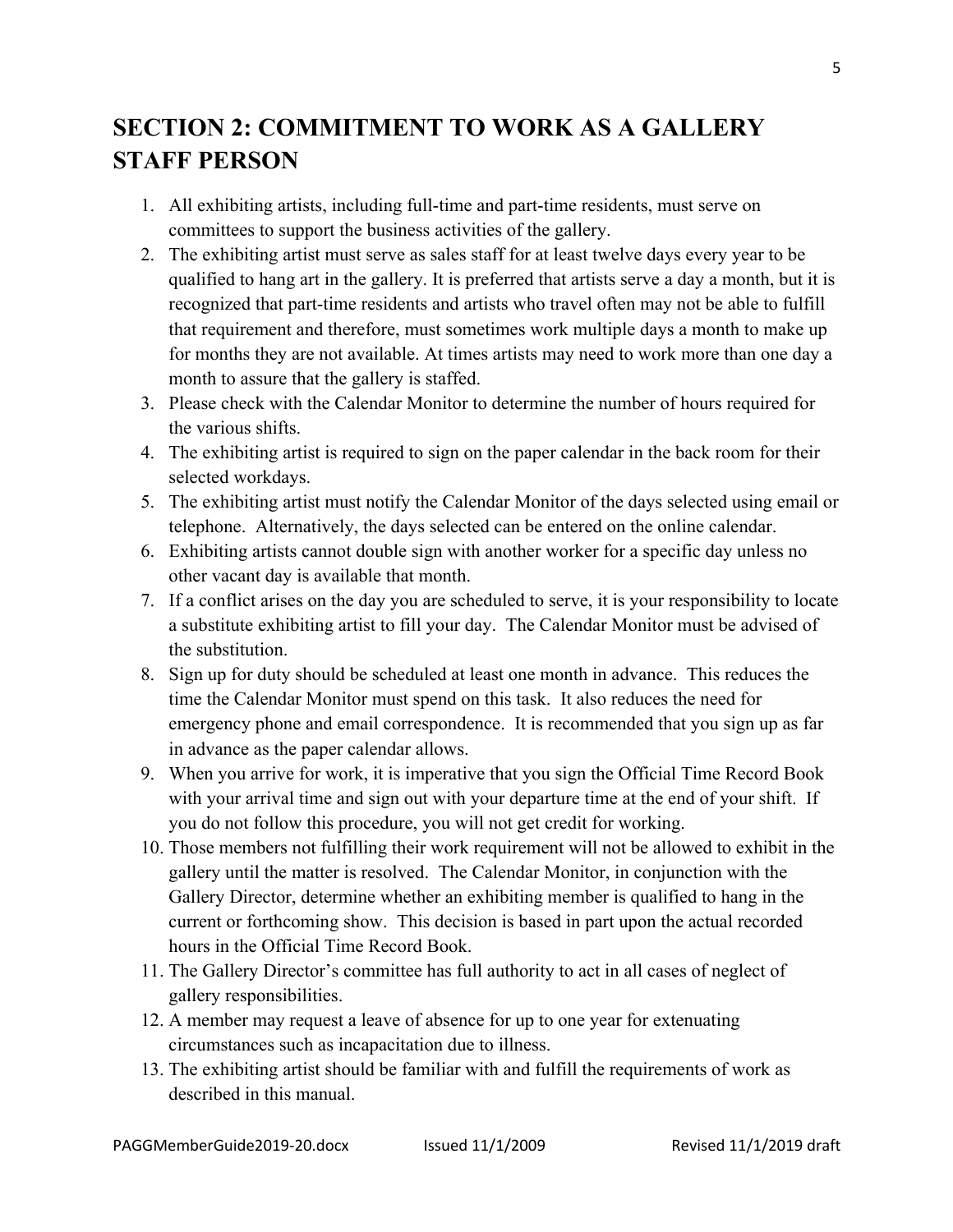# SECTION 2: COMMITMENT TO WORK AS A GALLERY STAFF PERSON

1. All exhibiting artists, including full-time and part-time residents, must serve on committees to support the business activities of the gallery.
2. The exhibiting artist must serve as sales staff for at least twelve days every year to be qualified to hang art in the gallery. It is preferred that artists serve a day a month, but it is recognized that part-time residents and artists who travel often may not be able to fulfill that requirement and therefore, must sometimes work multiple days a month to make up for months they are not available. At times artists may need to work more than one day a month to assure that the gallery is staffed.
3. Please check with the Calendar Monitor to determine the number of hours required for the various shifts.
4. The exhibiting artist is required to sign on the paper calendar in the back room for their selected workdays.
5. The exhibiting artist must notify the Calendar Monitor of the days selected using email or telephone. Alternatively, the days selected can be entered on the online calendar.
6. Exhibiting artists cannot double sign with another worker for a specific day unless no other vacant day is available that month.
7. If a conflict arises on the day you are scheduled to serve, it is your responsibility to locate a substitute exhibiting artist to fill your day. The Calendar Monitor must be advised of the substitution.
8. Sign up for duty should be scheduled at least one month in advance. This reduces the time the Calendar Monitor must spend on this task. It also reduces the need for emergency phone and email correspondence. It is recommended that you sign up as far in advance as the paper calendar allows.
9. When you arrive for work, it is imperative that you sign the Official Time Record Book with your arrival time and sign out with your departure time at the end of your shift. If you do not follow this procedure, you will not get credit for working.
10. Those members not fulfilling their work requirement will not be allowed to exhibit in the gallery until the matter is resolved. The Calendar Monitor, in conjunction with the Gallery Director, determine whether an exhibiting member is qualified to hang in the current or forthcoming show. This decision is based in part upon the actual recorded hours in the Official Time Record Book.
11. The Gallery Director's committee has full authority to act in all cases of neglect of gallery responsibilities.
12. A member may request a leave of absence for up to one year for extenuating circumstances such as incapacitation due to illness.
13. The exhibiting artist should be familiar with and fulfill the requirements of work as described in this manual.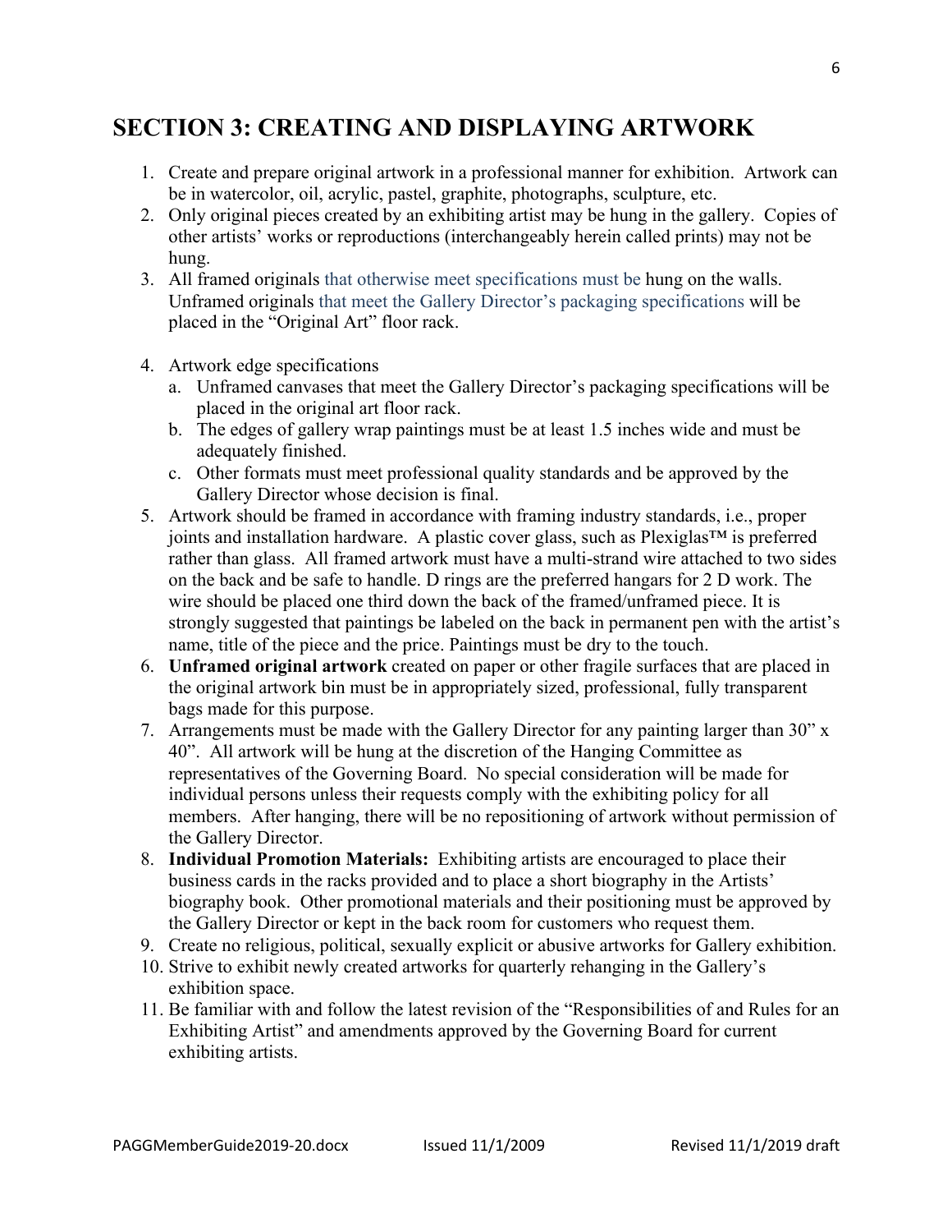# SECTION 3: CREATING AND DISPLAYING ARTWORK

1. Create and prepare original artwork in a professional manner for exhibition. Artwork can be in watercolor, oil, acrylic, pastel, graphite, photographs, sculpture, etc.
2. Only original pieces created by an exhibiting artist may be hung in the gallery. Copies of other artists' works or reproductions (interchangeably herein called prints) may not be hung.
3. All framed originals that otherwise meet specifications must be hung on the walls. Unframed originals that meet the Gallery Director's packaging specifications will be placed in the "Original Art" floor rack.
4. Artwork edge specifications
   a. Unframed canvases that meet the Gallery Director's packaging specifications will be placed in the original art floor rack.
   b. The edges of gallery wrap paintings must be at least 1.5 inches wide and must be adequately finished.
   c. Other formats must meet professional quality standards and be approved by the Gallery Director whose decision is final.
5. Artwork should be framed in accordance with framing industry standards, i.e., proper joints and installation hardware. A plastic cover glass, such as Plexiglas™ is preferred rather than glass. All framed artwork must have a multi-strand wire attached to two sides on the back and be safe to handle. D rings are the preferred hangars for 2 D work. The wire should be placed one third down the back of the framed/unframed piece. It is strongly suggested that paintings be labeled on the back in permanent pen with the artist's name, title of the piece and the price. Paintings must be dry to the touch.
6. **Unframed original artwork** created on paper or other fragile surfaces that are placed in the original artwork bin must be in appropriately sized, professional, fully transparent bags made for this purpose.
7. Arrangements must be made with the Gallery Director for any painting larger than 30" x 40". All artwork will be hung at the discretion of the Hanging Committee as representatives of the Governing Board. No special consideration will be made for individual persons unless their requests comply with the exhibiting policy for all members. After hanging, there will be no repositioning of artwork without permission of the Gallery Director.
8. **Individual Promotion Materials:** Exhibiting artists are encouraged to place their business cards in the racks provided and to place a short biography in the Artists' biography book. Other promotional materials and their positioning must be approved by the Gallery Director or kept in the back room for customers who request them.
9. Create no religious, political, sexually explicit or abusive artworks for Gallery exhibition.
10. Strive to exhibit newly created artworks for quarterly rehanging in the Gallery's exhibition space.
11. Be familiar with and follow the latest revision of the "Responsibilities of and Rules for an Exhibiting Artist" and amendments approved by the Governing Board for current exhibiting artists.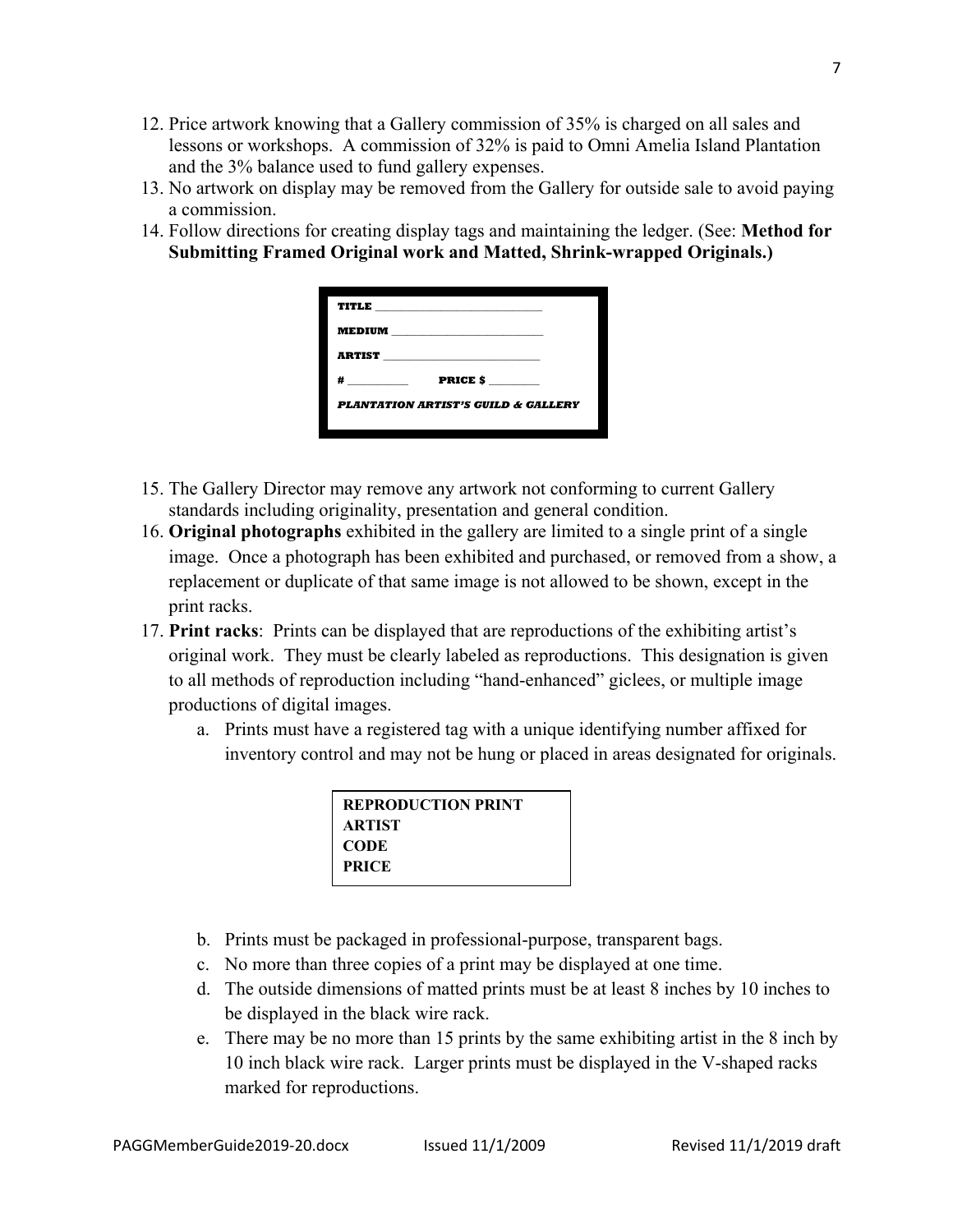12. Price artwork knowing that a Gallery commission of 35% is charged on all sales and lessons or workshops. A commission of 32% is paid to Omni Amelia Island Plantation and the 3% balance used to fund gallery expenses.
13. No artwork on display may be removed from the Gallery for outside sale to avoid paying a commission.
14. Follow directions for creating display tags and maintaining the ledger. (See: **Method for Submitting Framed Original work and Matted, Shrink-wrapped Originals.)**

**TITLE** ________________________

**MEDIUM** ______________________

**ARTIST** _______________________

**#** _________ **PRICE $** ________

***PLANTATION ARTIST'S GUILD & GALLERY***

15. The Gallery Director may remove any artwork not conforming to current Gallery standards including originality, presentation and general condition.
16. **Original photographs** exhibited in the gallery are limited to a single print of a single image. Once a photograph has been exhibited and purchased, or removed from a show, a replacement or duplicate of that same image is not allowed to be shown, except in the print racks.
17. **Print racks**: Prints can be displayed that are reproductions of the exhibiting artist's original work. They must be clearly labeled as reproductions. This designation is given to all methods of reproduction including "hand-enhanced" giclees, or multiple image productions of digital images.
    a. Prints must have a registered tag with a unique identifying number affixed for inventory control and may not be hung or placed in areas designated for originals.

    **REPRODUCTION PRINT**
    **ARTIST**
    **CODE**
    **PRICE**

    b. Prints must be packaged in professional-purpose, transparent bags.
    c. No more than three copies of a print may be displayed at one time.
    d. The outside dimensions of matted prints must be at least 8 inches by 10 inches to be displayed in the black wire rack.
    e. There may be no more than 15 prints by the same exhibiting artist in the 8 inch by 10 inch black wire rack. Larger prints must be displayed in the V-shaped racks marked for reproductions.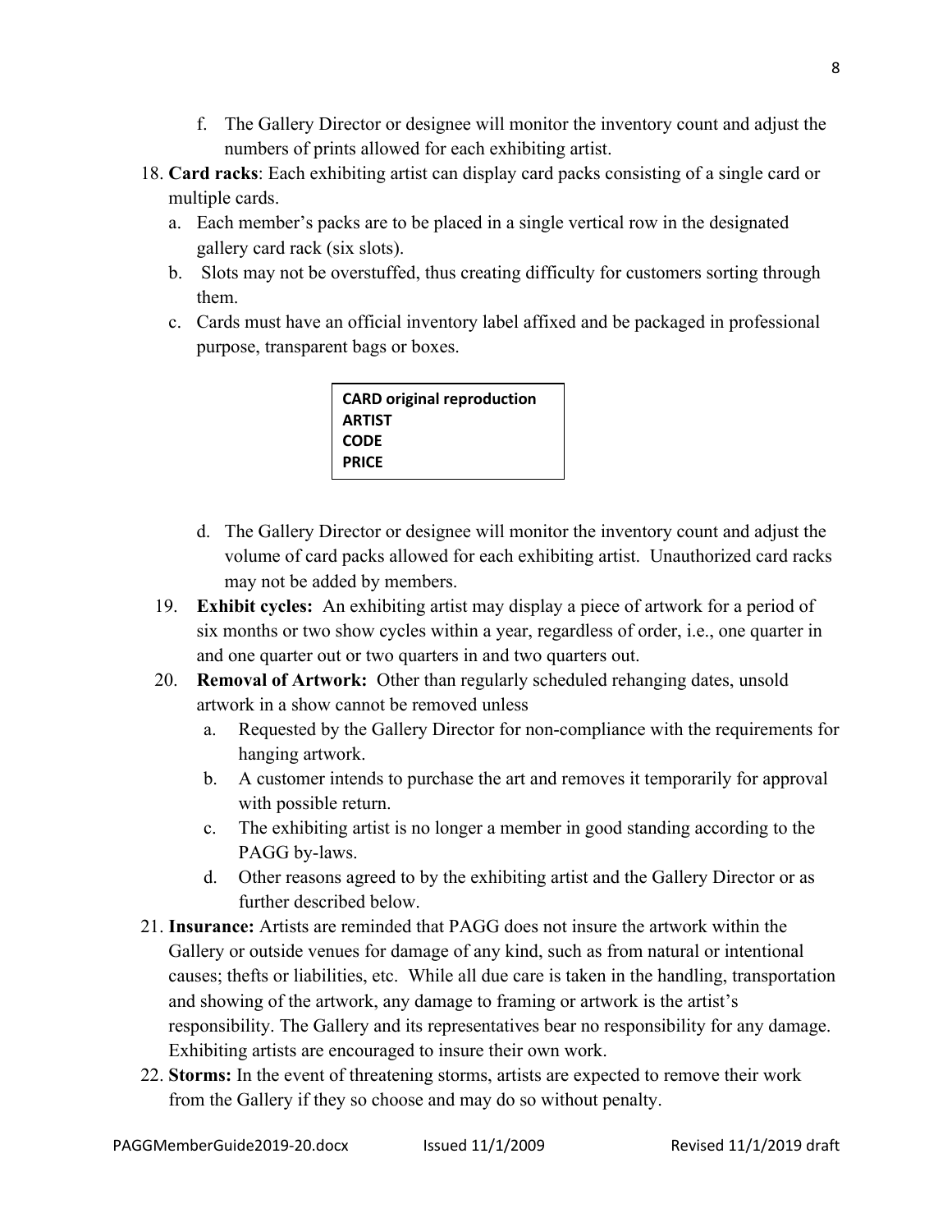f. The Gallery Director or designee will monitor the inventory count and adjust the numbers of prints allowed for each exhibiting artist.

18. **Card racks**: Each exhibiting artist can display card packs consisting of a single card or multiple cards.
    a. Each member's packs are to be placed in a single vertical row in the designated gallery card rack (six slots).
    b. Slots may not be overstuffed, thus creating difficulty for customers sorting through them.
    c. Cards must have an official inventory label affixed and be packaged in professional purpose, transparent bags or boxes.

| **CARD original reproduction** |
|---|
| **ARTIST** |
| **CODE** |
| **PRICE** |

    d. The Gallery Director or designee will monitor the inventory count and adjust the volume of card packs allowed for each exhibiting artist. Unauthorized card racks may not be added by members.

19. **Exhibit cycles:** An exhibiting artist may display a piece of artwork for a period of six months or two show cycles within a year, regardless of order, i.e., one quarter in and one quarter out or two quarters in and two quarters out.

20. **Removal of Artwork:** Other than regularly scheduled rehanging dates, unsold artwork in a show cannot be removed unless
    a. Requested by the Gallery Director for non-compliance with the requirements for hanging artwork.
    b. A customer intends to purchase the art and removes it temporarily for approval with possible return.
    c. The exhibiting artist is no longer a member in good standing according to the PAGG by-laws.
    d. Other reasons agreed to by the exhibiting artist and the Gallery Director or as further described below.

21. **Insurance:** Artists are reminded that PAGG does not insure the artwork within the Gallery or outside venues for damage of any kind, such as from natural or intentional causes; thefts or liabilities, etc. While all due care is taken in the handling, transportation and showing of the artwork, any damage to framing or artwork is the artist's responsibility. The Gallery and its representatives bear no responsibility for any damage. Exhibiting artists are encouraged to insure their own work.

22. **Storms:** In the event of threatening storms, artists are expected to remove their work from the Gallery if they so choose and may do so without penalty.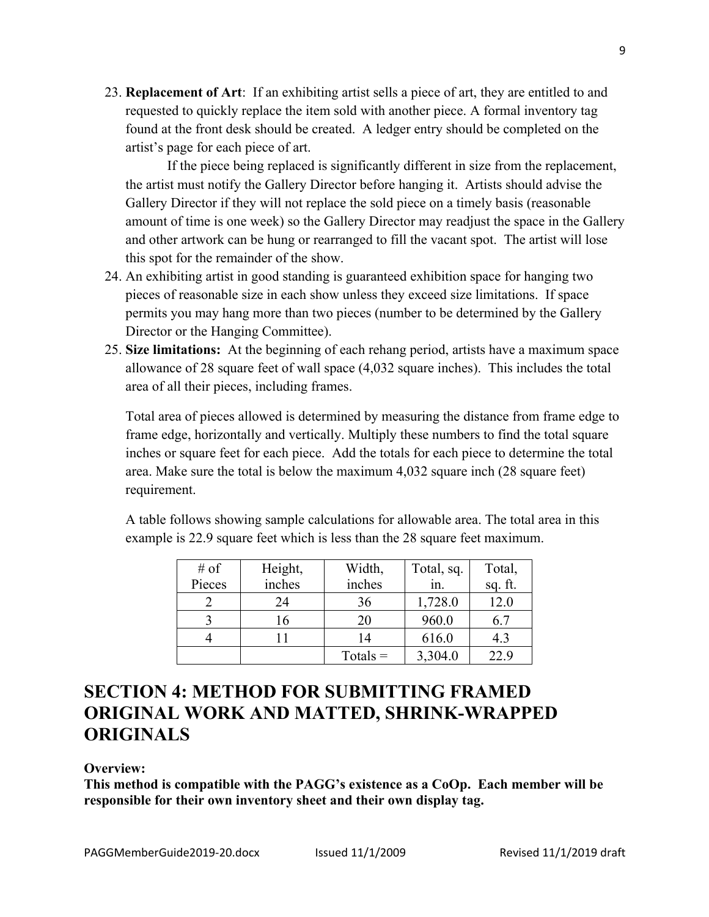23. **Replacement of Art**: If an exhibiting artist sells a piece of art, they are entitled to and requested to quickly replace the item sold with another piece. A formal inventory tag found at the front desk should be created. A ledger entry should be completed on the artist's page for each piece of art.

    If the piece being replaced is significantly different in size from the replacement, the artist must notify the Gallery Director before hanging it. Artists should advise the Gallery Director if they will not replace the sold piece on a timely basis (reasonable amount of time is one week) so the Gallery Director may readjust the space in the Gallery and other artwork can be hung or rearranged to fill the vacant spot. The artist will lose this spot for the remainder of the show.

24. An exhibiting artist in good standing is guaranteed exhibition space for hanging two pieces of reasonable size in each show unless they exceed size limitations. If space permits you may hang more than two pieces (number to be determined by the Gallery Director or the Hanging Committee).

25. **Size limitations:** At the beginning of each rehang period, artists have a maximum space allowance of 28 square feet of wall space (4,032 square inches). This includes the total area of all their pieces, including frames.

    Total area of pieces allowed is determined by measuring the distance from frame edge to frame edge, horizontally and vertically. Multiply these numbers to find the total square inches or square feet for each piece. Add the totals for each piece to determine the total area. Make sure the total is below the maximum 4,032 square inch (28 square feet) requirement.

    A table follows showing sample calculations for allowable area. The total area in this example is 22.9 square feet which is less than the 28 square feet maximum.

| # of Pieces | Height, inches | Width, inches | Total, sq. in. | Total, sq. ft. |
|---|---|---|---|---|
| 2 | 24 | 36 | 1,728.0 | 12.0 |
| 3 | 16 | 20 | 960.0 | 6.7 |
| 4 | 11 | 14 | 616.0 | 4.3 |
| | | Totals = | 3,304.0 | 22.9 |

# SECTION 4: METHOD FOR SUBMITTING FRAMED ORIGINAL WORK AND MATTED, SHRINK-WRAPPED ORIGINALS

**Overview:**

**This method is compatible with the PAGG's existence as a CoOp. Each member will be responsible for their own inventory sheet and their own display tag.**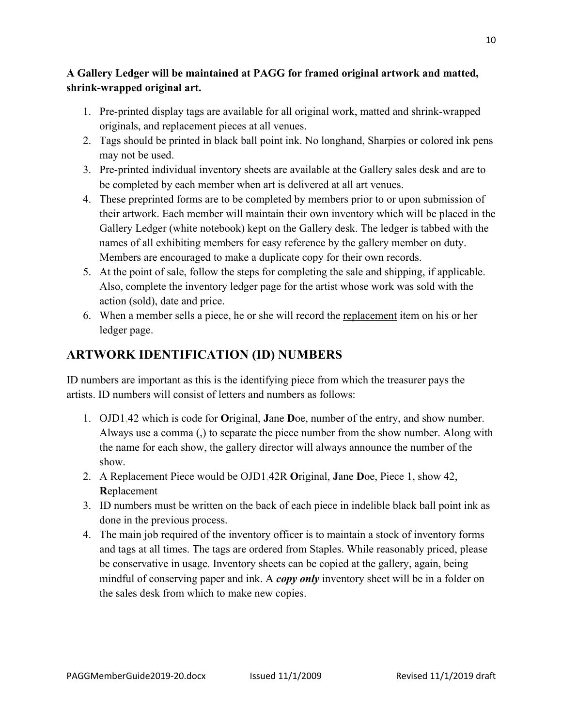**A Gallery Ledger will be maintained at PAGG for framed original artwork and matted, shrink-wrapped original art.**

1. Pre-printed display tags are available for all original work, matted and shrink-wrapped originals, and replacement pieces at all venues.
2. Tags should be printed in black ball point ink. No longhand, Sharpies or colored ink pens may not be used.
3. Pre-printed individual inventory sheets are available at the Gallery sales desk and are to be completed by each member when art is delivered at all art venues.
4. These preprinted forms are to be completed by members prior to or upon submission of their artwork. Each member will maintain their own inventory which will be placed in the Gallery Ledger (white notebook) kept on the Gallery desk. The ledger is tabbed with the names of all exhibiting members for easy reference by the gallery member on duty. Members are encouraged to make a duplicate copy for their own records.
5. At the point of sale, follow the steps for completing the sale and shipping, if applicable. Also, complete the inventory ledger page for the artist whose work was sold with the action (sold), date and price.
6. When a member sells a piece, he or she will record the replacement item on his or her ledger page.

## ARTWORK IDENTIFICATION (ID) NUMBERS

ID numbers are important as this is the identifying piece from which the treasurer pays the artists. ID numbers will consist of letters and numbers as follows:

1. OJD1,42 which is code for **O**riginal, **J**ane **D**oe, number of the entry, and show number. Always use a comma (,) to separate the piece number from the show number. Along with the name for each show, the gallery director will always announce the number of the show.
2. A Replacement Piece would be OJD1,42R **O**riginal, **J**ane **D**oe, Piece 1, show 42, **R**eplacement
3. ID numbers must be written on the back of each piece in indelible black ball point ink as done in the previous process.
4. The main job required of the inventory officer is to maintain a stock of inventory forms and tags at all times. The tags are ordered from Staples. While reasonably priced, please be conservative in usage. Inventory sheets can be copied at the gallery, again, being mindful of conserving paper and ink. A ***copy only*** inventory sheet will be in a folder on the sales desk from which to make new copies.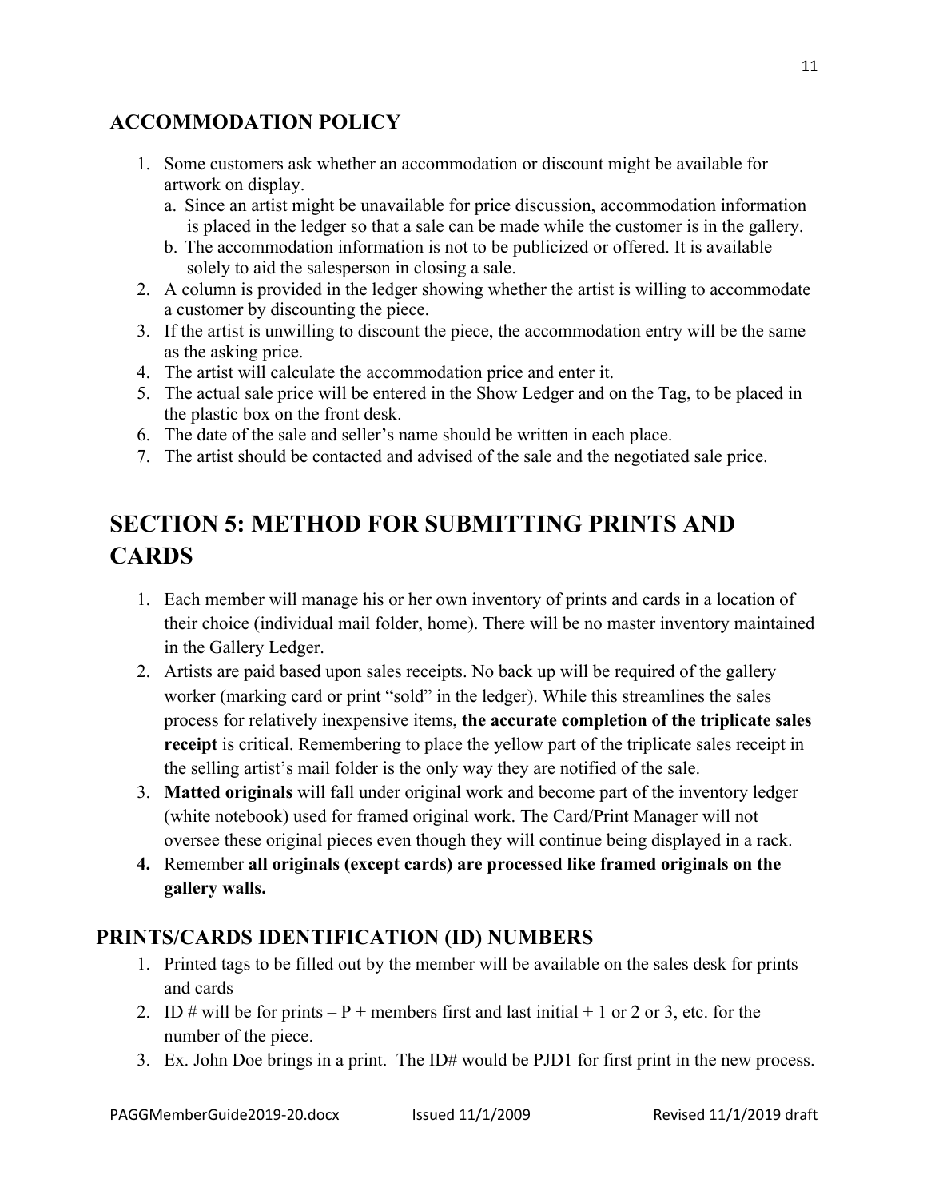## ACCOMMODATION POLICY

1. Some customers ask whether an accommodation or discount might be available for artwork on display.
   a. Since an artist might be unavailable for price discussion, accommodation information is placed in the ledger so that a sale can be made while the customer is in the gallery.
   b. The accommodation information is not to be publicized or offered. It is available solely to aid the salesperson in closing a sale.
2. A column is provided in the ledger showing whether the artist is willing to accommodate a customer by discounting the piece.
3. If the artist is unwilling to discount the piece, the accommodation entry will be the same as the asking price.
4. The artist will calculate the accommodation price and enter it.
5. The actual sale price will be entered in the Show Ledger and on the Tag, to be placed in the plastic box on the front desk.
6. The date of the sale and seller's name should be written in each place.
7. The artist should be contacted and advised of the sale and the negotiated sale price.

# SECTION 5: METHOD FOR SUBMITTING PRINTS AND CARDS

1. Each member will manage his or her own inventory of prints and cards in a location of their choice (individual mail folder, home). There will be no master inventory maintained in the Gallery Ledger.
2. Artists are paid based upon sales receipts. No back up will be required of the gallery worker (marking card or print "sold" in the ledger). While this streamlines the sales process for relatively inexpensive items, **the accurate completion of the triplicate sales receipt** is critical. Remembering to place the yellow part of the triplicate sales receipt in the selling artist's mail folder is the only way they are notified of the sale.
3. **Matted originals** will fall under original work and become part of the inventory ledger (white notebook) used for framed original work. The Card/Print Manager will not oversee these original pieces even though they will continue being displayed in a rack.
4. Remember **all originals (except cards) are processed like framed originals on the gallery walls.**

## PRINTS/CARDS IDENTIFICATION (ID) NUMBERS

1. Printed tags to be filled out by the member will be available on the sales desk for prints and cards
2. ID # will be for prints – P + members first and last initial + 1 or 2 or 3, etc. for the number of the piece.
3. Ex. John Doe brings in a print. The ID# would be PJD1 for first print in the new process.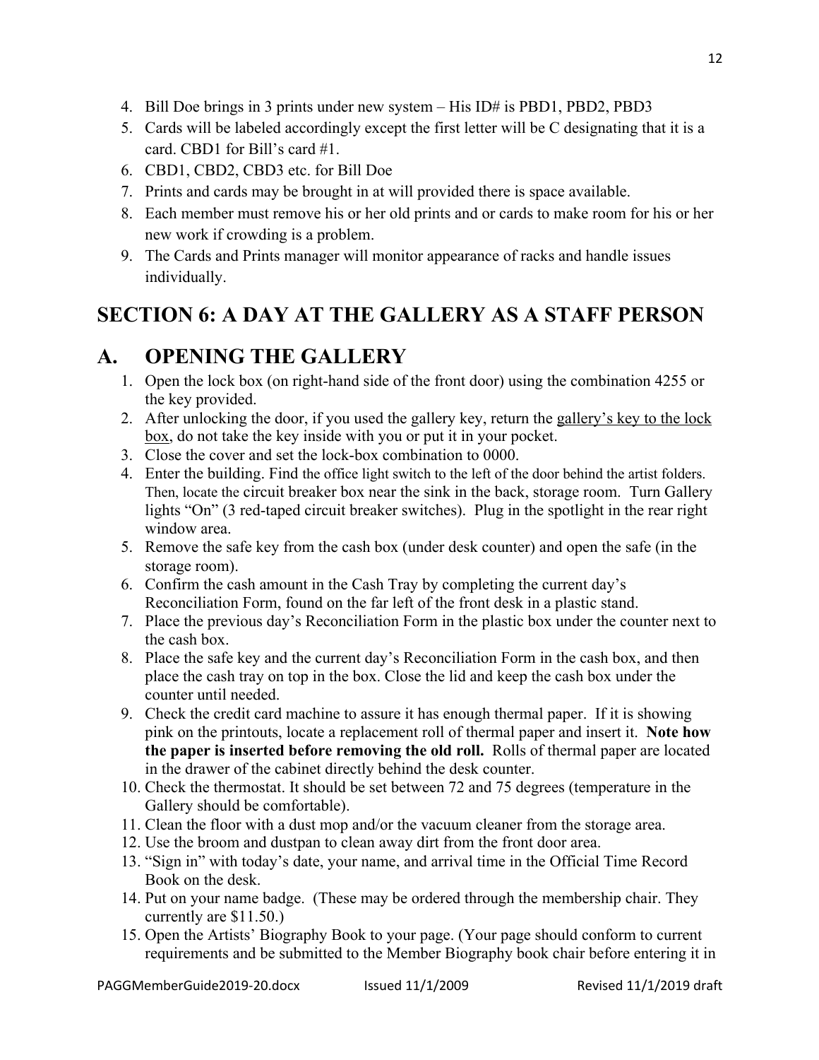4. Bill Doe brings in 3 prints under new system – His ID# is PBD1, PBD2, PBD3
5. Cards will be labeled accordingly except the first letter will be C designating that it is a card. CBD1 for Bill's card #1.
6. CBD1, CBD2, CBD3 etc. for Bill Doe
7. Prints and cards may be brought in at will provided there is space available.
8. Each member must remove his or her old prints and or cards to make room for his or her new work if crowding is a problem.
9. The Cards and Prints manager will monitor appearance of racks and handle issues individually.

## SECTION 6: A DAY AT THE GALLERY AS A STAFF PERSON

## A. OPENING THE GALLERY

1. Open the lock box (on right-hand side of the front door) using the combination 4255 or the key provided.
2. After unlocking the door, if you used the gallery key, return the gallery's key to the lock box, do not take the key inside with you or put it in your pocket.
3. Close the cover and set the lock-box combination to 0000.
4. Enter the building. Find the office light switch to the left of the door behind the artist folders. Then, locate the circuit breaker box near the sink in the back, storage room. Turn Gallery lights "On" (3 red-taped circuit breaker switches). Plug in the spotlight in the rear right window area.
5. Remove the safe key from the cash box (under desk counter) and open the safe (in the storage room).
6. Confirm the cash amount in the Cash Tray by completing the current day's Reconciliation Form, found on the far left of the front desk in a plastic stand.
7. Place the previous day's Reconciliation Form in the plastic box under the counter next to the cash box.
8. Place the safe key and the current day's Reconciliation Form in the cash box, and then place the cash tray on top in the box. Close the lid and keep the cash box under the counter until needed.
9. Check the credit card machine to assure it has enough thermal paper. If it is showing pink on the printouts, locate a replacement roll of thermal paper and insert it. **Note how the paper is inserted before removing the old roll.** Rolls of thermal paper are located in the drawer of the cabinet directly behind the desk counter.
10. Check the thermostat. It should be set between 72 and 75 degrees (temperature in the Gallery should be comfortable).
11. Clean the floor with a dust mop and/or the vacuum cleaner from the storage area.
12. Use the broom and dustpan to clean away dirt from the front door area.
13. "Sign in" with today's date, your name, and arrival time in the Official Time Record Book on the desk.
14. Put on your name badge. (These may be ordered through the membership chair. They currently are $11.50.)
15. Open the Artists' Biography Book to your page. (Your page should conform to current requirements and be submitted to the Member Biography book chair before entering it in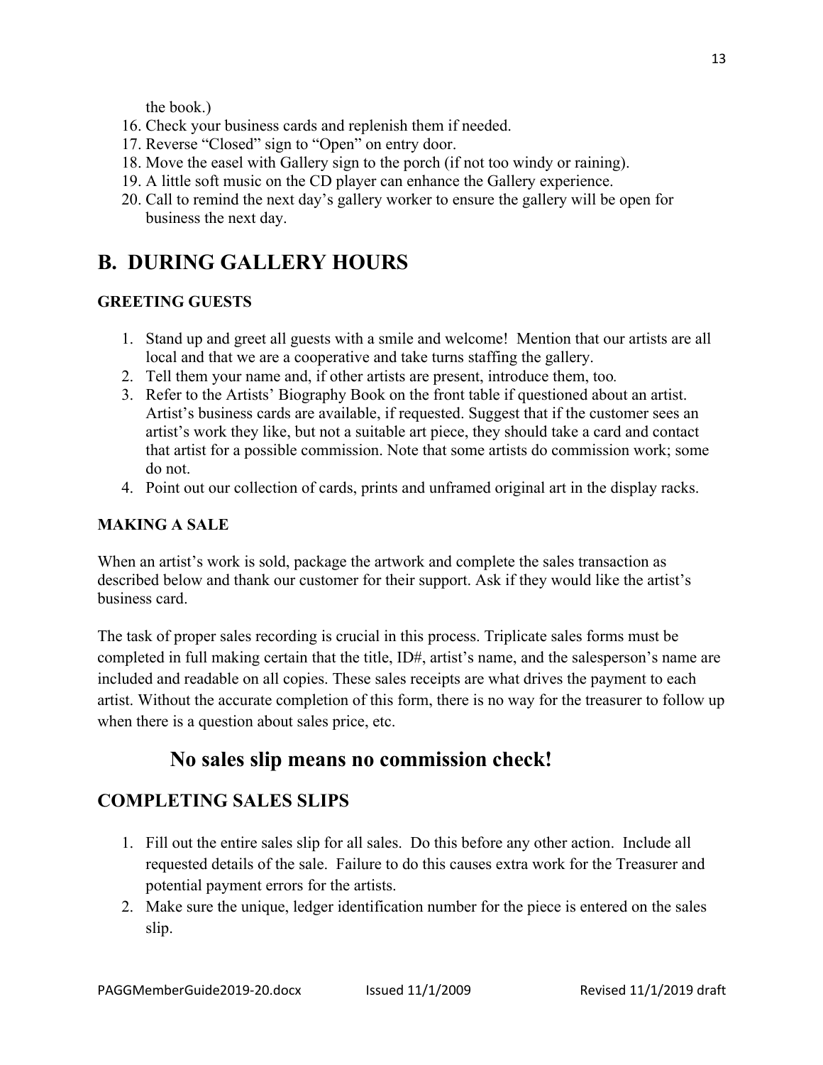the book.)

16. Check your business cards and replenish them if needed.
17. Reverse "Closed" sign to "Open" on entry door.
18. Move the easel with Gallery sign to the porch (if not too windy or raining).
19. A little soft music on the CD player can enhance the Gallery experience.
20. Call to remind the next day's gallery worker to ensure the gallery will be open for business the next day.

## B. DURING GALLERY HOURS

### GREETING GUESTS

1. Stand up and greet all guests with a smile and welcome! Mention that our artists are all local and that we are a cooperative and take turns staffing the gallery.
2. Tell them your name and, if other artists are present, introduce them, too.
3. Refer to the Artists' Biography Book on the front table if questioned about an artist. Artist's business cards are available, if requested. Suggest that if the customer sees an artist's work they like, but not a suitable art piece, they should take a card and contact that artist for a possible commission. Note that some artists do commission work; some do not.
4. Point out our collection of cards, prints and unframed original art in the display racks.

### MAKING A SALE

When an artist's work is sold, package the artwork and complete the sales transaction as described below and thank our customer for their support. Ask if they would like the artist's business card.

The task of proper sales recording is crucial in this process. Triplicate sales forms must be completed in full making certain that the title, ID#, artist's name, and the salesperson's name are included and readable on all copies. These sales receipts are what drives the payment to each artist. Without the accurate completion of this form, there is no way for the treasurer to follow up when there is a question about sales price, etc.

**No sales slip means no commission check!**

## COMPLETING SALES SLIPS

1. Fill out the entire sales slip for all sales. Do this before any other action. Include all requested details of the sale. Failure to do this causes extra work for the Treasurer and potential payment errors for the artists.
2. Make sure the unique, ledger identification number for the piece is entered on the sales slip.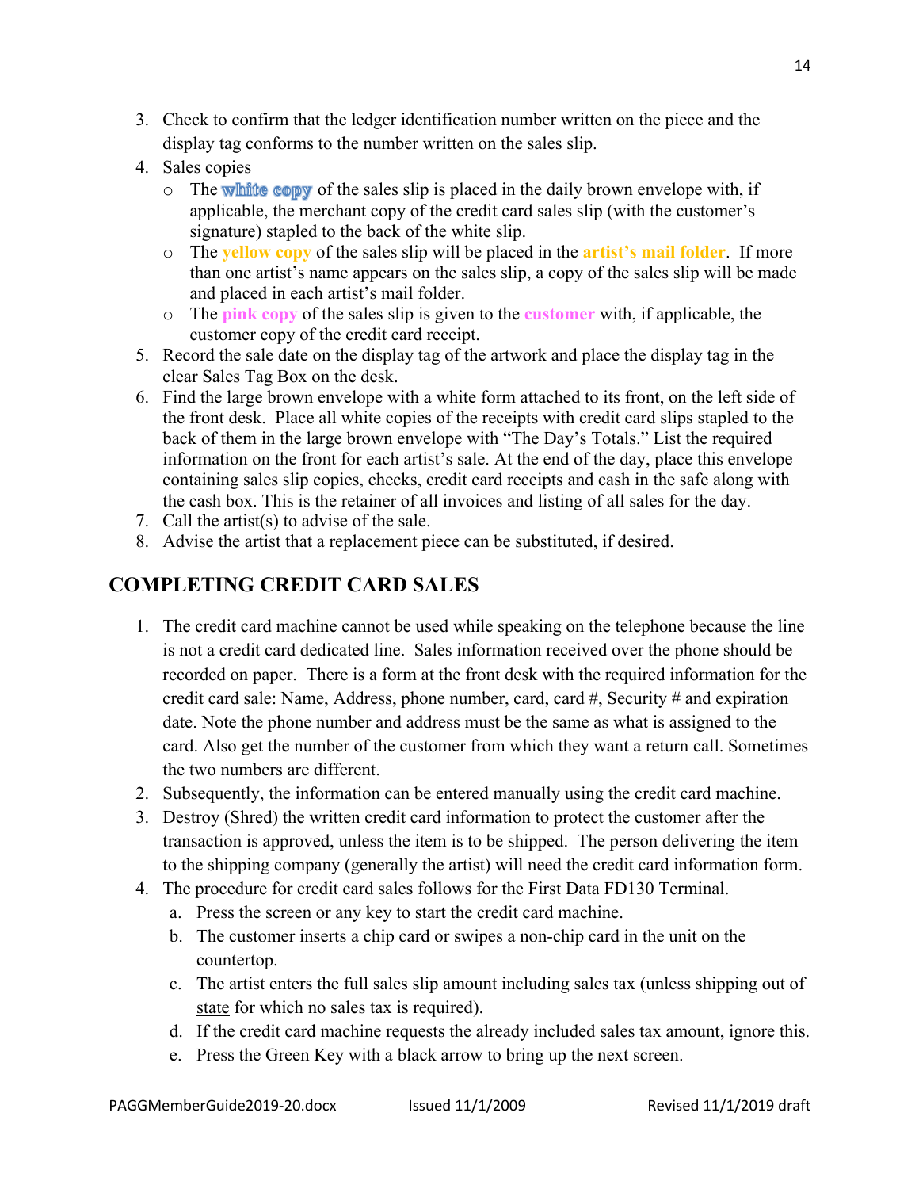3. Check to confirm that the ledger identification number written on the piece and the display tag conforms to the number written on the sales slip.
4. Sales copies
   - The **white copy** of the sales slip is placed in the daily brown envelope with, if applicable, the merchant copy of the credit card sales slip (with the customer's signature) stapled to the back of the white slip.
   - The **yellow copy** of the sales slip will be placed in the **artist's mail folder**. If more than one artist's name appears on the sales slip, a copy of the sales slip will be made and placed in each artist's mail folder.
   - The **pink copy** of the sales slip is given to the **customer** with, if applicable, the customer copy of the credit card receipt.
5. Record the sale date on the display tag of the artwork and place the display tag in the clear Sales Tag Box on the desk.
6. Find the large brown envelope with a white form attached to its front, on the left side of the front desk. Place all white copies of the receipts with credit card slips stapled to the back of them in the large brown envelope with "The Day's Totals." List the required information on the front for each artist's sale. At the end of the day, place this envelope containing sales slip copies, checks, credit card receipts and cash in the safe along with the cash box. This is the retainer of all invoices and listing of all sales for the day.
7. Call the artist(s) to advise of the sale.
8. Advise the artist that a replacement piece can be substituted, if desired.

## COMPLETING CREDIT CARD SALES

1. The credit card machine cannot be used while speaking on the telephone because the line is not a credit card dedicated line. Sales information received over the phone should be recorded on paper. There is a form at the front desk with the required information for the credit card sale: Name, Address, phone number, card, card #, Security # and expiration date. Note the phone number and address must be the same as what is assigned to the card. Also get the number of the customer from which they want a return call. Sometimes the two numbers are different.
2. Subsequently, the information can be entered manually using the credit card machine.
3. Destroy (Shred) the written credit card information to protect the customer after the transaction is approved, unless the item is to be shipped. The person delivering the item to the shipping company (generally the artist) will need the credit card information form.
4. The procedure for credit card sales follows for the First Data FD130 Terminal.
   a. Press the screen or any key to start the credit card machine.
   b. The customer inserts a chip card or swipes a non-chip card in the unit on the countertop.
   c. The artist enters the full sales slip amount including sales tax (unless shipping out of state for which no sales tax is required).
   d. If the credit card machine requests the already included sales tax amount, ignore this.
   e. Press the Green Key with a black arrow to bring up the next screen.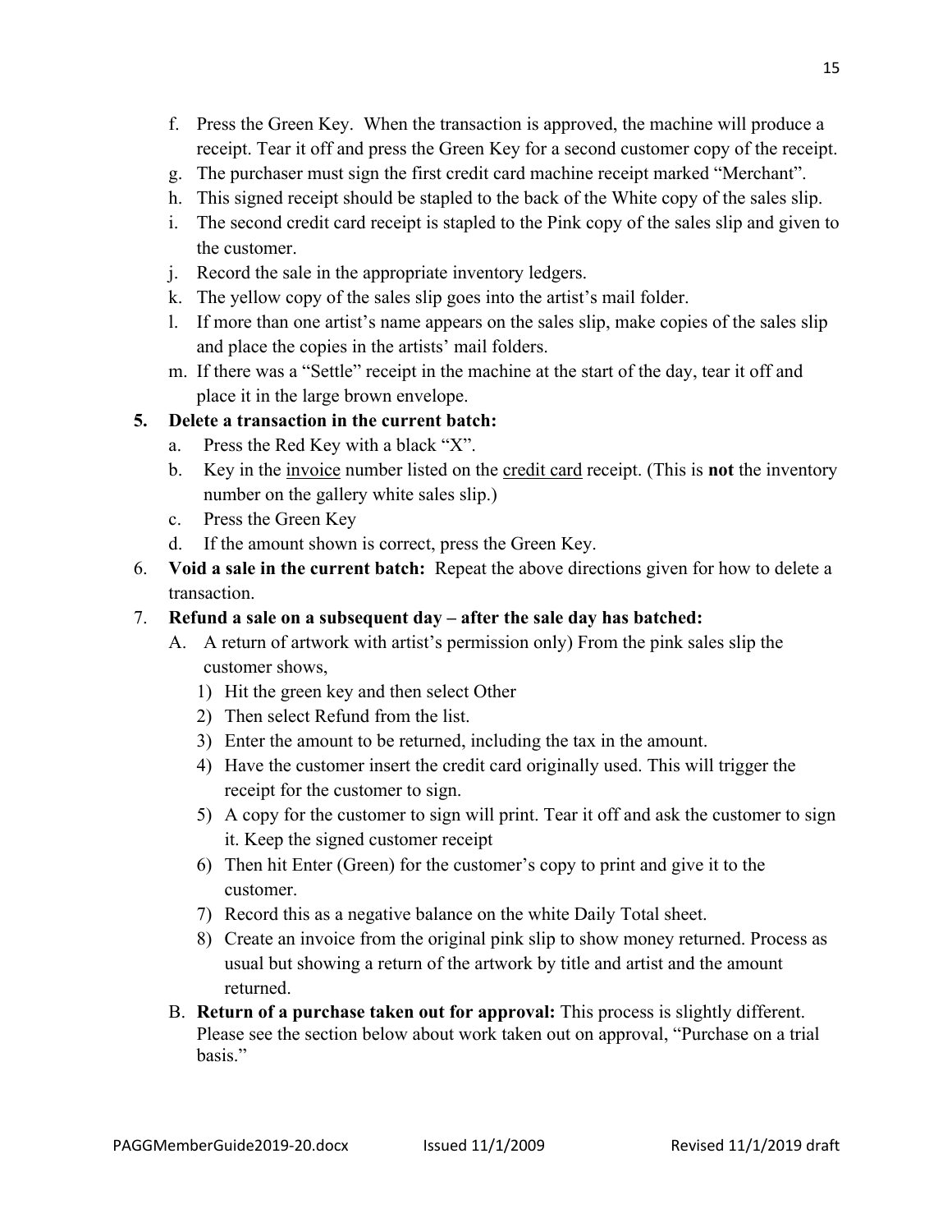f. Press the Green Key. When the transaction is approved, the machine will produce a receipt. Tear it off and press the Green Key for a second customer copy of the receipt.
g. The purchaser must sign the first credit card machine receipt marked "Merchant".
h. This signed receipt should be stapled to the back of the White copy of the sales slip.
i. The second credit card receipt is stapled to the Pink copy of the sales slip and given to the customer.
j. Record the sale in the appropriate inventory ledgers.
k. The yellow copy of the sales slip goes into the artist's mail folder.
l. If more than one artist's name appears on the sales slip, make copies of the sales slip and place the copies in the artists' mail folders.
m. If there was a "Settle" receipt in the machine at the start of the day, tear it off and place it in the large brown envelope.

5. **Delete a transaction in the current batch:**
   a. Press the Red Key with a black "X".
   b. Key in the <u>invoice</u> number listed on the <u>credit card</u> receipt. (This is **not** the inventory number on the gallery white sales slip.)
   c. Press the Green Key
   d. If the amount shown is correct, press the Green Key.
6. **Void a sale in the current batch:** Repeat the above directions given for how to delete a transaction.
7. **Refund a sale on a subsequent day – after the sale day has batched:**
   A. A return of artwork with artist's permission only) From the pink sales slip the customer shows,
      1) Hit the green key and then select Other
      2) Then select Refund from the list.
      3) Enter the amount to be returned, including the tax in the amount.
      4) Have the customer insert the credit card originally used. This will trigger the receipt for the customer to sign.
      5) A copy for the customer to sign will print. Tear it off and ask the customer to sign it. Keep the signed customer receipt
      6) Then hit Enter (Green) for the customer's copy to print and give it to the customer.
      7) Record this as a negative balance on the white Daily Total sheet.
      8) Create an invoice from the original pink slip to show money returned. Process as usual but showing a return of the artwork by title and artist and the amount returned.
   B. **Return of a purchase taken out for approval:** This process is slightly different. Please see the section below about work taken out on approval, "Purchase on a trial basis."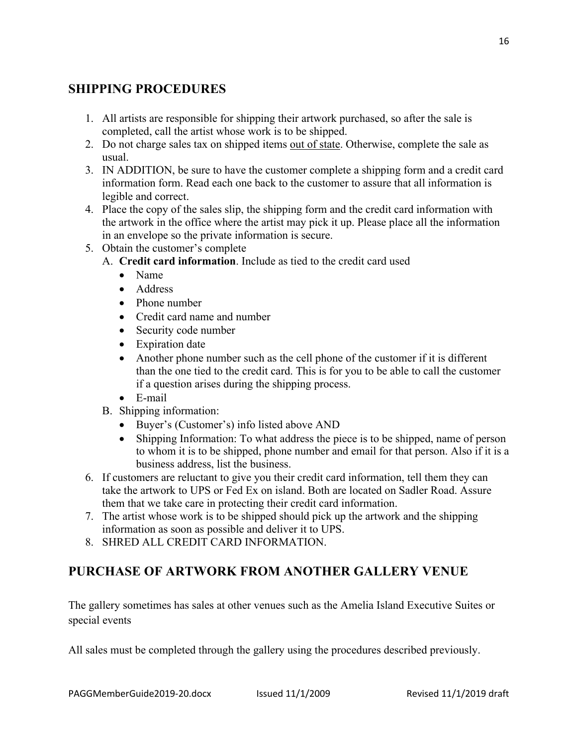## SHIPPING PROCEDURES

1. All artists are responsible for shipping their artwork purchased, so after the sale is completed, call the artist whose work is to be shipped.
2. Do not charge sales tax on shipped items <u>out of state</u>. Otherwise, complete the sale as usual.
3. IN ADDITION, be sure to have the customer complete a shipping form and a credit card information form. Read each one back to the customer to assure that all information is legible and correct.
4. Place the copy of the sales slip, the shipping form and the credit card information with the artwork in the office where the artist may pick it up. Please place all the information in an envelope so the private information is secure.
5. Obtain the customer's complete
   A. **Credit card information**. Include as tied to the credit card used
      - Name
      - Address
      - Phone number
      - Credit card name and number
      - Security code number
      - Expiration date
      - Another phone number such as the cell phone of the customer if it is different than the one tied to the credit card. This is for you to be able to call the customer if a question arises during the shipping process.
      - E-mail

   B. Shipping information:
      - Buyer's (Customer's) info listed above AND
      - Shipping Information: To what address the piece is to be shipped, name of person to whom it is to be shipped, phone number and email for that person. Also if it is a business address, list the business.
6. If customers are reluctant to give you their credit card information, tell them they can take the artwork to UPS or Fed Ex on island. Both are located on Sadler Road. Assure them that we take care in protecting their credit card information.
7. The artist whose work is to be shipped should pick up the artwork and the shipping information as soon as possible and deliver it to UPS.
8. SHRED ALL CREDIT CARD INFORMATION.

## PURCHASE OF ARTWORK FROM ANOTHER GALLERY VENUE

The gallery sometimes has sales at other venues such as the Amelia Island Executive Suites or special events

All sales must be completed through the gallery using the procedures described previously.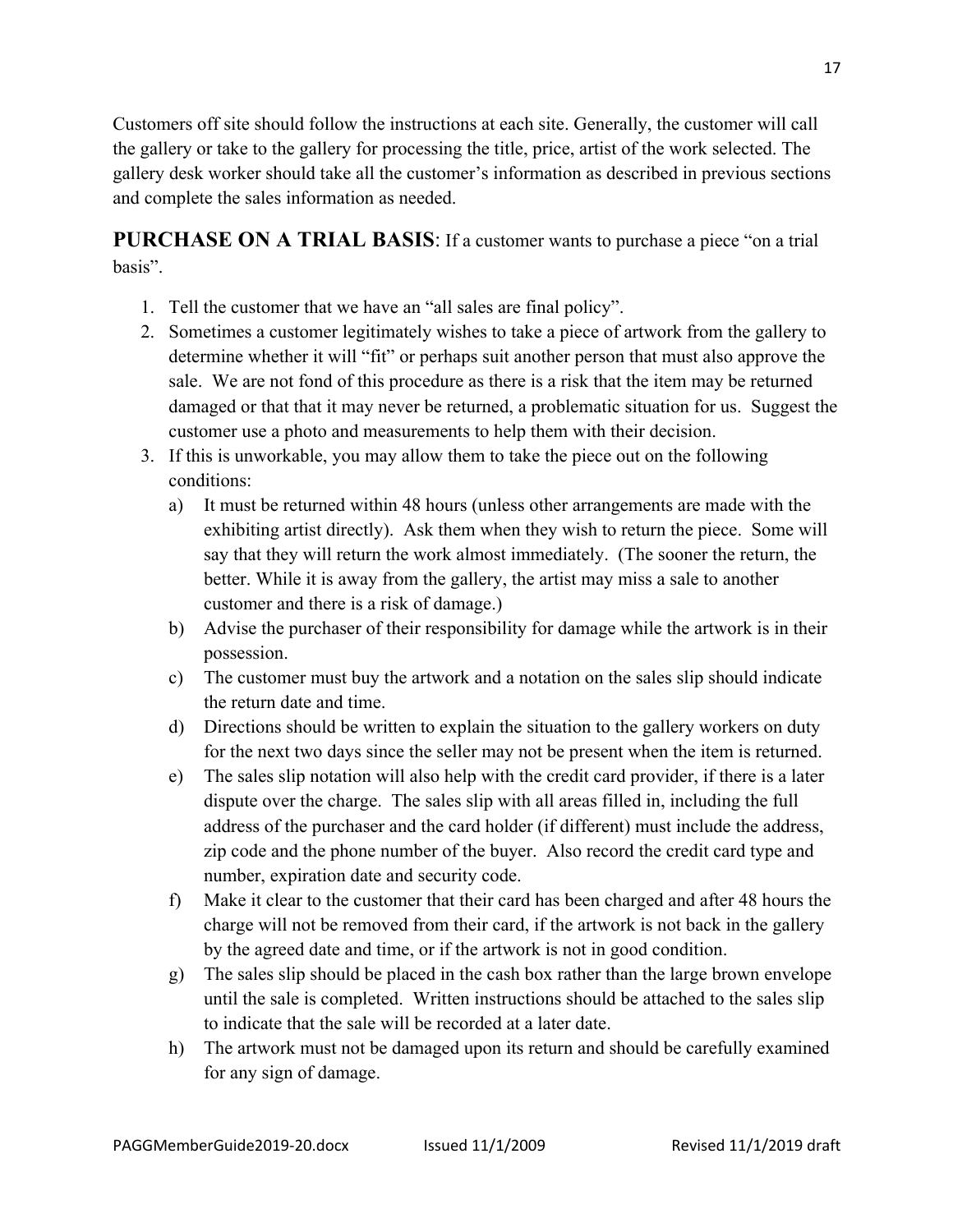Customers off site should follow the instructions at each site. Generally, the customer will call the gallery or take to the gallery for processing the title, price, artist of the work selected. The gallery desk worker should take all the customer's information as described in previous sections and complete the sales information as needed.

**PURCHASE ON A TRIAL BASIS**: If a customer wants to purchase a piece "on a trial basis".

1. Tell the customer that we have an "all sales are final policy".
2. Sometimes a customer legitimately wishes to take a piece of artwork from the gallery to determine whether it will "fit" or perhaps suit another person that must also approve the sale. We are not fond of this procedure as there is a risk that the item may be returned damaged or that that it may never be returned, a problematic situation for us. Suggest the customer use a photo and measurements to help them with their decision.
3. If this is unworkable, you may allow them to take the piece out on the following conditions:
   a) It must be returned within 48 hours (unless other arrangements are made with the exhibiting artist directly). Ask them when they wish to return the piece. Some will say that they will return the work almost immediately. (The sooner the return, the better. While it is away from the gallery, the artist may miss a sale to another customer and there is a risk of damage.)
   b) Advise the purchaser of their responsibility for damage while the artwork is in their possession.
   c) The customer must buy the artwork and a notation on the sales slip should indicate the return date and time.
   d) Directions should be written to explain the situation to the gallery workers on duty for the next two days since the seller may not be present when the item is returned.
   e) The sales slip notation will also help with the credit card provider, if there is a later dispute over the charge. The sales slip with all areas filled in, including the full address of the purchaser and the card holder (if different) must include the address, zip code and the phone number of the buyer. Also record the credit card type and number, expiration date and security code.
   f) Make it clear to the customer that their card has been charged and after 48 hours the charge will not be removed from their card, if the artwork is not back in the gallery by the agreed date and time, or if the artwork is not in good condition.
   g) The sales slip should be placed in the cash box rather than the large brown envelope until the sale is completed. Written instructions should be attached to the sales slip to indicate that the sale will be recorded at a later date.
   h) The artwork must not be damaged upon its return and should be carefully examined for any sign of damage.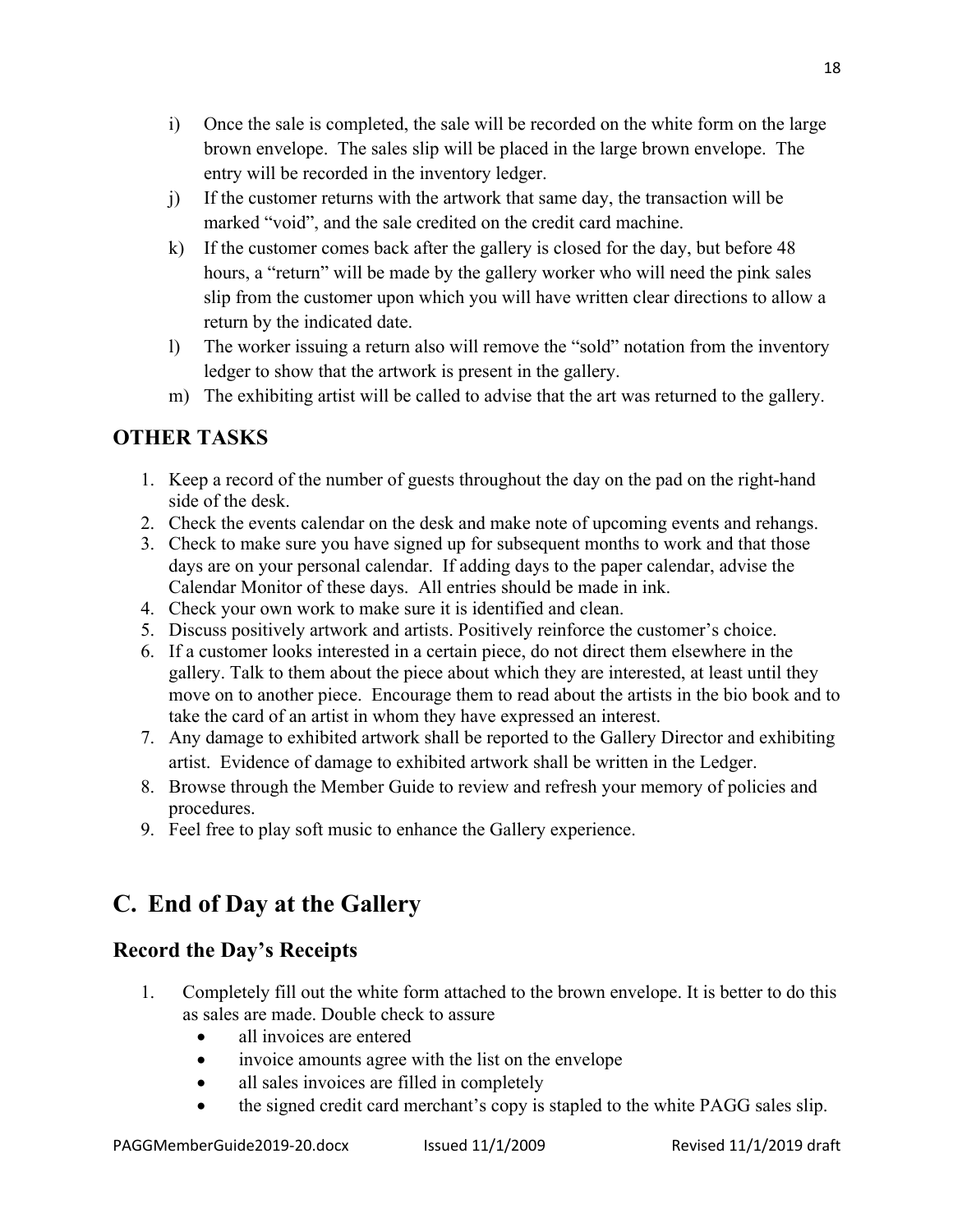i) Once the sale is completed, the sale will be recorded on the white form on the large brown envelope. The sales slip will be placed in the large brown envelope. The entry will be recorded in the inventory ledger.

j) If the customer returns with the artwork that same day, the transaction will be marked "void", and the sale credited on the credit card machine.

k) If the customer comes back after the gallery is closed for the day, but before 48 hours, a "return" will be made by the gallery worker who will need the pink sales slip from the customer upon which you will have written clear directions to allow a return by the indicated date.

l) The worker issuing a return also will remove the "sold" notation from the inventory ledger to show that the artwork is present in the gallery.

m) The exhibiting artist will be called to advise that the art was returned to the gallery.

### OTHER TASKS

1. Keep a record of the number of guests throughout the day on the pad on the right-hand side of the desk.
2. Check the events calendar on the desk and make note of upcoming events and rehangs.
3. Check to make sure you have signed up for subsequent months to work and that those days are on your personal calendar. If adding days to the paper calendar, advise the Calendar Monitor of these days. All entries should be made in ink.
4. Check your own work to make sure it is identified and clean.
5. Discuss positively artwork and artists. Positively reinforce the customer's choice.
6. If a customer looks interested in a certain piece, do not direct them elsewhere in the gallery. Talk to them about the piece about which they are interested, at least until they move on to another piece. Encourage them to read about the artists in the bio book and to take the card of an artist in whom they have expressed an interest.
7. Any damage to exhibited artwork shall be reported to the Gallery Director and exhibiting artist. Evidence of damage to exhibited artwork shall be written in the Ledger.
8. Browse through the Member Guide to review and refresh your memory of policies and procedures.
9. Feel free to play soft music to enhance the Gallery experience.

## C. End of Day at the Gallery

### Record the Day's Receipts

1. Completely fill out the white form attached to the brown envelope. It is better to do this as sales are made. Double check to assure
   - all invoices are entered
   - invoice amounts agree with the list on the envelope
   - all sales invoices are filled in completely
   - the signed credit card merchant's copy is stapled to the white PAGG sales slip.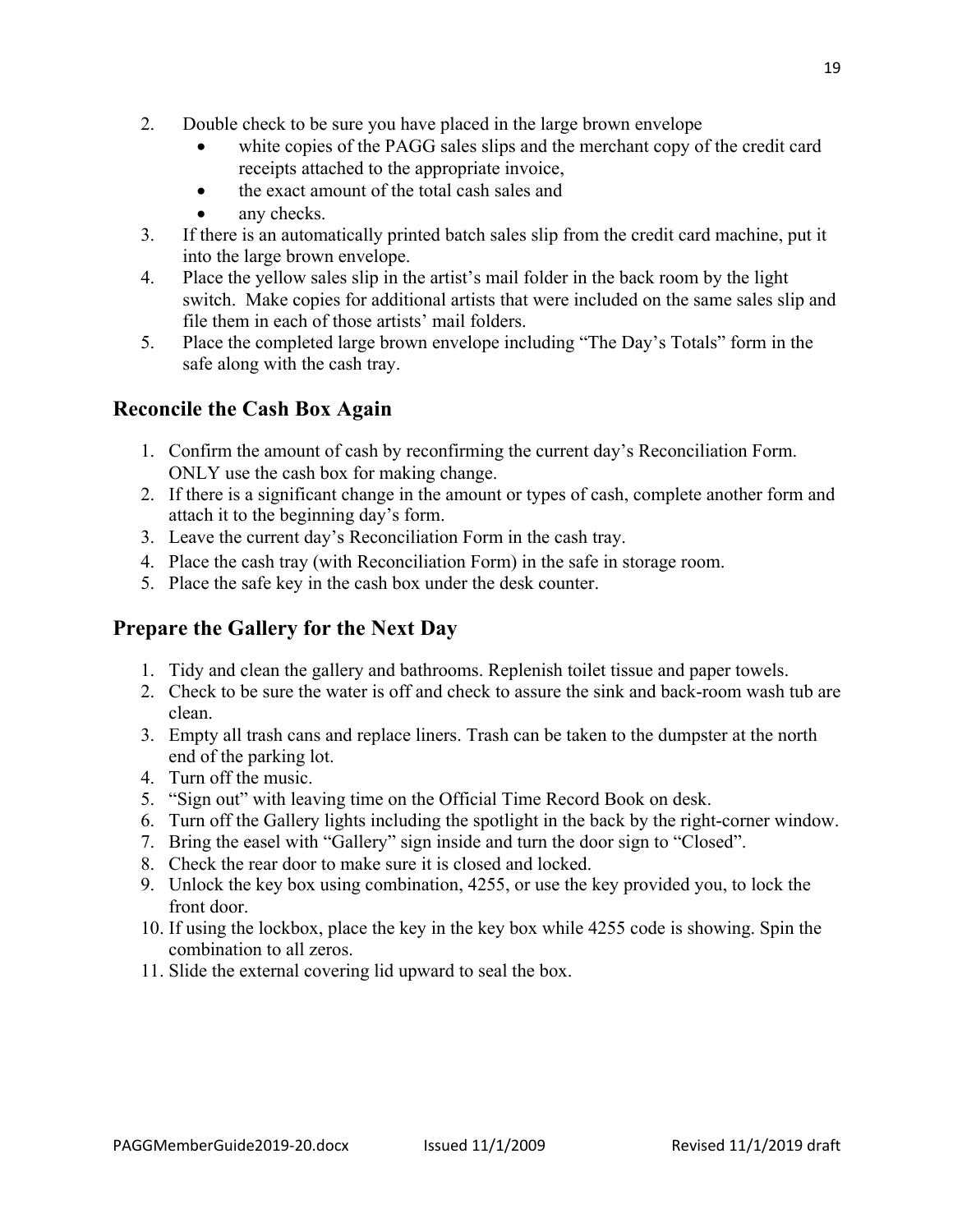2. Double check to be sure you have placed in the large brown envelope
   - white copies of the PAGG sales slips and the merchant copy of the credit card receipts attached to the appropriate invoice,
   - the exact amount of the total cash sales and
   - any checks.
3. If there is an automatically printed batch sales slip from the credit card machine, put it into the large brown envelope.
4. Place the yellow sales slip in the artist's mail folder in the back room by the light switch. Make copies for additional artists that were included on the same sales slip and file them in each of those artists' mail folders.
5. Place the completed large brown envelope including "The Day's Totals" form in the safe along with the cash tray.

## Reconcile the Cash Box Again

1. Confirm the amount of cash by reconfirming the current day's Reconciliation Form. ONLY use the cash box for making change.
2. If there is a significant change in the amount or types of cash, complete another form and attach it to the beginning day's form.
3. Leave the current day's Reconciliation Form in the cash tray.
4. Place the cash tray (with Reconciliation Form) in the safe in storage room.
5. Place the safe key in the cash box under the desk counter.

## Prepare the Gallery for the Next Day

1. Tidy and clean the gallery and bathrooms. Replenish toilet tissue and paper towels.
2. Check to be sure the water is off and check to assure the sink and back-room wash tub are clean.
3. Empty all trash cans and replace liners. Trash can be taken to the dumpster at the north end of the parking lot.
4. Turn off the music.
5. "Sign out" with leaving time on the Official Time Record Book on desk.
6. Turn off the Gallery lights including the spotlight in the back by the right-corner window.
7. Bring the easel with "Gallery" sign inside and turn the door sign to "Closed".
8. Check the rear door to make sure it is closed and locked.
9. Unlock the key box using combination, 4255, or use the key provided you, to lock the front door.
10. If using the lockbox, place the key in the key box while 4255 code is showing. Spin the combination to all zeros.
11. Slide the external covering lid upward to seal the box.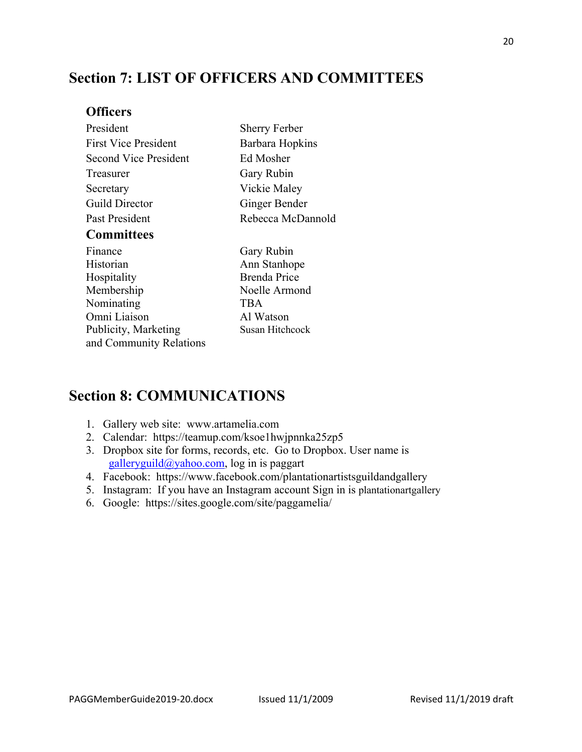## Section 7: LIST OF OFFICERS AND COMMITTEES

### Officers

| | |
|---|---|
| President | Sherry Ferber |
| First Vice President | Barbara Hopkins |
| Second Vice President | Ed Mosher |
| Treasurer | Gary Rubin |
| Secretary | Vickie Maley |
| Guild Director | Ginger Bender |
| Past President | Rebecca McDannold |

### Committees

| | |
|---|---|
| Finance | Gary Rubin |
| Historian | Ann Stanhope |
| Hospitality | Brenda Price |
| Membership | Noelle Armond |
| Nominating | TBA |
| Omni Liaison | Al Watson |
| Publicity, Marketing and Community Relations | Susan Hitchcock |

## Section 8: COMMUNICATIONS

1. Gallery web site: www.artamelia.com
2. Calendar: https://teamup.com/ksoe1hwjpnnka25zp5
3. Dropbox site for forms, records, etc. Go to Dropbox. User name is galleryguild@yahoo.com, log in is paggart
4. Facebook: https://www.facebook.com/plantationartistsguildandgallery
5. Instagram: If you have an Instagram account Sign in is plantationartgallery
6. Google: https://sites.google.com/site/paggamelia/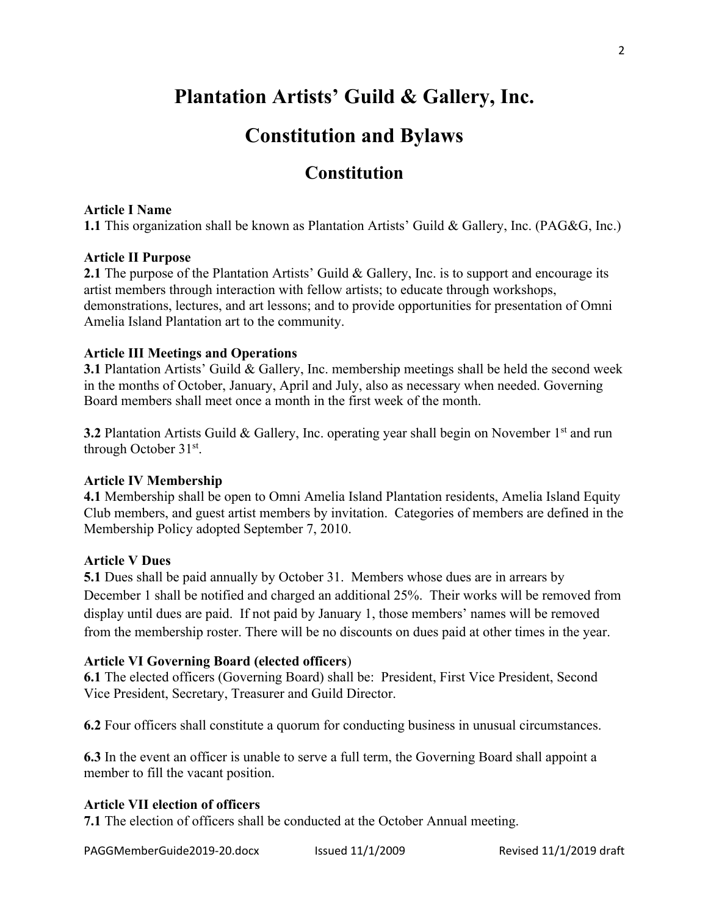# Plantation Artists' Guild & Gallery, Inc.

# Constitution and Bylaws

## Constitution

**Article I Name**
**1.1** This organization shall be known as Plantation Artists' Guild & Gallery, Inc. (PAG&G, Inc.)

**Article II Purpose**
**2.1** The purpose of the Plantation Artists' Guild & Gallery, Inc. is to support and encourage its artist members through interaction with fellow artists; to educate through workshops, demonstrations, lectures, and art lessons; and to provide opportunities for presentation of Omni Amelia Island Plantation art to the community.

**Article III Meetings and Operations**
**3.1** Plantation Artists' Guild & Gallery, Inc. membership meetings shall be held the second week in the months of October, January, April and July, also as necessary when needed. Governing Board members shall meet once a month in the first week of the month.

**3.2** Plantation Artists Guild & Gallery, Inc. operating year shall begin on November 1st and run through October 31st.

**Article IV Membership**
**4.1** Membership shall be open to Omni Amelia Island Plantation residents, Amelia Island Equity Club members, and guest artist members by invitation. Categories of members are defined in the Membership Policy adopted September 7, 2010.

**Article V Dues**
**5.1** Dues shall be paid annually by October 31. Members whose dues are in arrears by December 1 shall be notified and charged an additional 25%. Their works will be removed from display until dues are paid. If not paid by January 1, those members' names will be removed from the membership roster. There will be no discounts on dues paid at other times in the year.

**Article VI Governing Board (elected officers)**
**6.1** The elected officers (Governing Board) shall be: President, First Vice President, Second Vice President, Secretary, Treasurer and Guild Director.

**6.2** Four officers shall constitute a quorum for conducting business in unusual circumstances.

**6.3** In the event an officer is unable to serve a full term, the Governing Board shall appoint a member to fill the vacant position.

**Article VII election of officers**
**7.1** The election of officers shall be conducted at the October Annual meeting.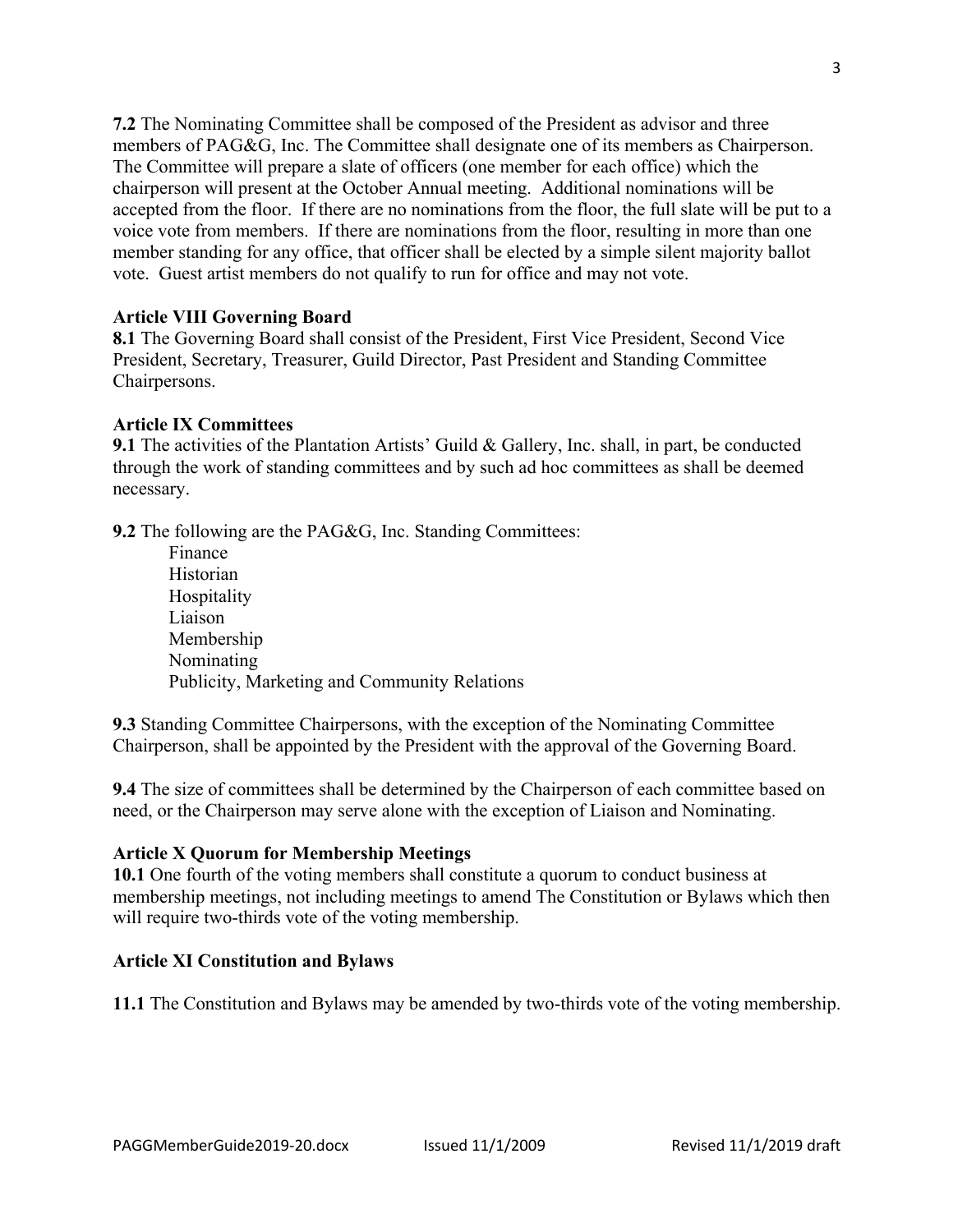**7.2** The Nominating Committee shall be composed of the President as advisor and three members of PAG&G, Inc. The Committee shall designate one of its members as Chairperson. The Committee will prepare a slate of officers (one member for each office) which the chairperson will present at the October Annual meeting. Additional nominations will be accepted from the floor. If there are no nominations from the floor, the full slate will be put to a voice vote from members. If there are nominations from the floor, resulting in more than one member standing for any office, that officer shall be elected by a simple silent majority ballot vote. Guest artist members do not qualify to run for office and may not vote.

**Article VIII Governing Board**

**8.1** The Governing Board shall consist of the President, First Vice President, Second Vice President, Secretary, Treasurer, Guild Director, Past President and Standing Committee Chairpersons.

**Article IX Committees**

**9.1** The activities of the Plantation Artists' Guild & Gallery, Inc. shall, in part, be conducted through the work of standing committees and by such ad hoc committees as shall be deemed necessary.

**9.2** The following are the PAG&G, Inc. Standing Committees:

- Finance
- Historian
- Hospitality
- Liaison
- Membership
- Nominating
- Publicity, Marketing and Community Relations

**9.3** Standing Committee Chairpersons, with the exception of the Nominating Committee Chairperson, shall be appointed by the President with the approval of the Governing Board.

**9.4** The size of committees shall be determined by the Chairperson of each committee based on need, or the Chairperson may serve alone with the exception of Liaison and Nominating.

**Article X Quorum for Membership Meetings**

**10.1** One fourth of the voting members shall constitute a quorum to conduct business at membership meetings, not including meetings to amend The Constitution or Bylaws which then will require two-thirds vote of the voting membership.

**Article XI Constitution and Bylaws**

**11.1** The Constitution and Bylaws may be amended by two-thirds vote of the voting membership.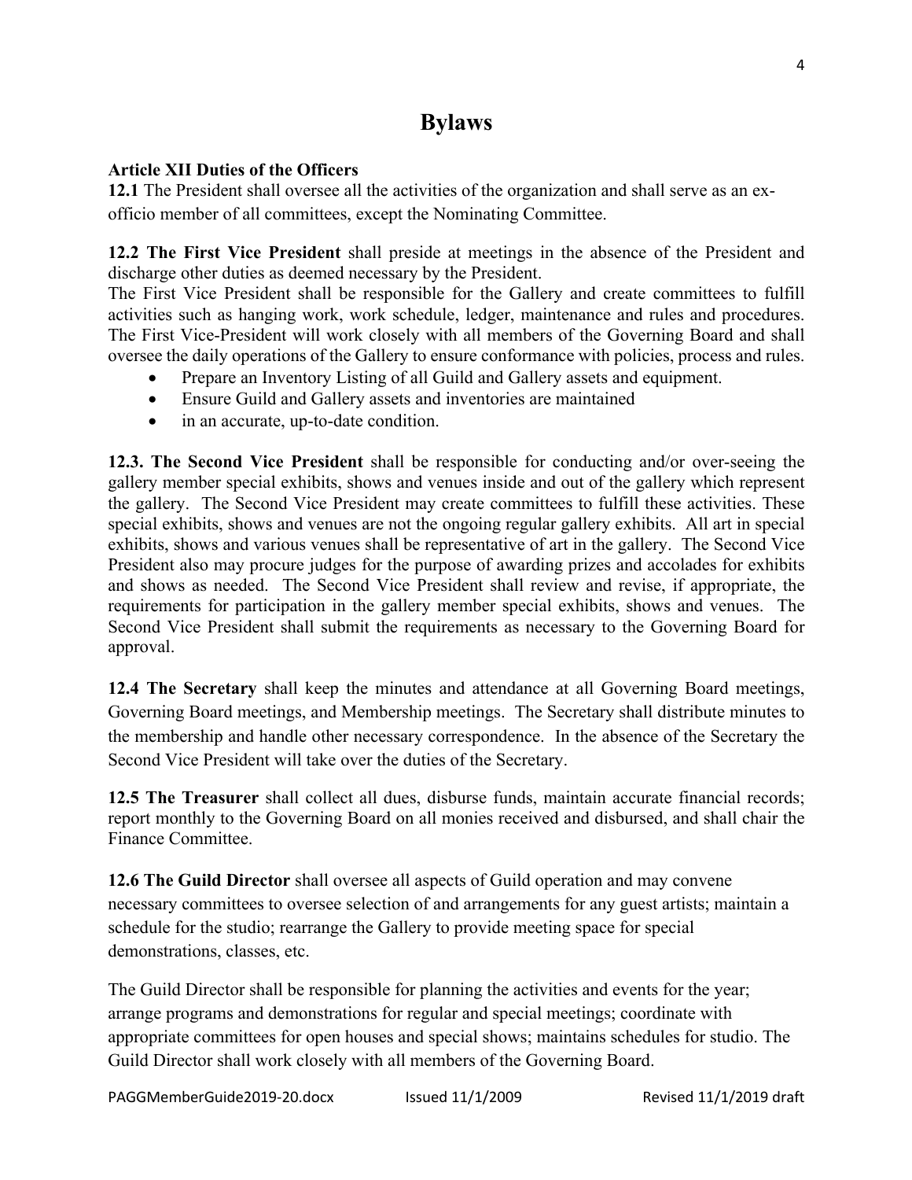# Bylaws

**Article XII Duties of the Officers**

**12.1** The President shall oversee all the activities of the organization and shall serve as an ex-officio member of all committees, except the Nominating Committee.

**12.2 The First Vice President** shall preside at meetings in the absence of the President and discharge other duties as deemed necessary by the President.
The First Vice President shall be responsible for the Gallery and create committees to fulfill activities such as hanging work, work schedule, ledger, maintenance and rules and procedures. The First Vice-President will work closely with all members of the Governing Board and shall oversee the daily operations of the Gallery to ensure conformance with policies, process and rules.

- Prepare an Inventory Listing of all Guild and Gallery assets and equipment.
- Ensure Guild and Gallery assets and inventories are maintained
- in an accurate, up-to-date condition.

**12.3. The Second Vice President** shall be responsible for conducting and/or over-seeing the gallery member special exhibits, shows and venues inside and out of the gallery which represent the gallery. The Second Vice President may create committees to fulfill these activities. These special exhibits, shows and venues are not the ongoing regular gallery exhibits. All art in special exhibits, shows and various venues shall be representative of art in the gallery. The Second Vice President also may procure judges for the purpose of awarding prizes and accolades for exhibits and shows as needed. The Second Vice President shall review and revise, if appropriate, the requirements for participation in the gallery member special exhibits, shows and venues. The Second Vice President shall submit the requirements as necessary to the Governing Board for approval.

**12.4 The Secretary** shall keep the minutes and attendance at all Governing Board meetings, Governing Board meetings, and Membership meetings. The Secretary shall distribute minutes to the membership and handle other necessary correspondence. In the absence of the Secretary the Second Vice President will take over the duties of the Secretary.

**12.5 The Treasurer** shall collect all dues, disburse funds, maintain accurate financial records; report monthly to the Governing Board on all monies received and disbursed, and shall chair the Finance Committee.

**12.6 The Guild Director** shall oversee all aspects of Guild operation and may convene necessary committees to oversee selection of and arrangements for any guest artists; maintain a schedule for the studio; rearrange the Gallery to provide meeting space for special demonstrations, classes, etc.

The Guild Director shall be responsible for planning the activities and events for the year; arrange programs and demonstrations for regular and special meetings; coordinate with appropriate committees for open houses and special shows; maintains schedules for studio. The Guild Director shall work closely with all members of the Governing Board.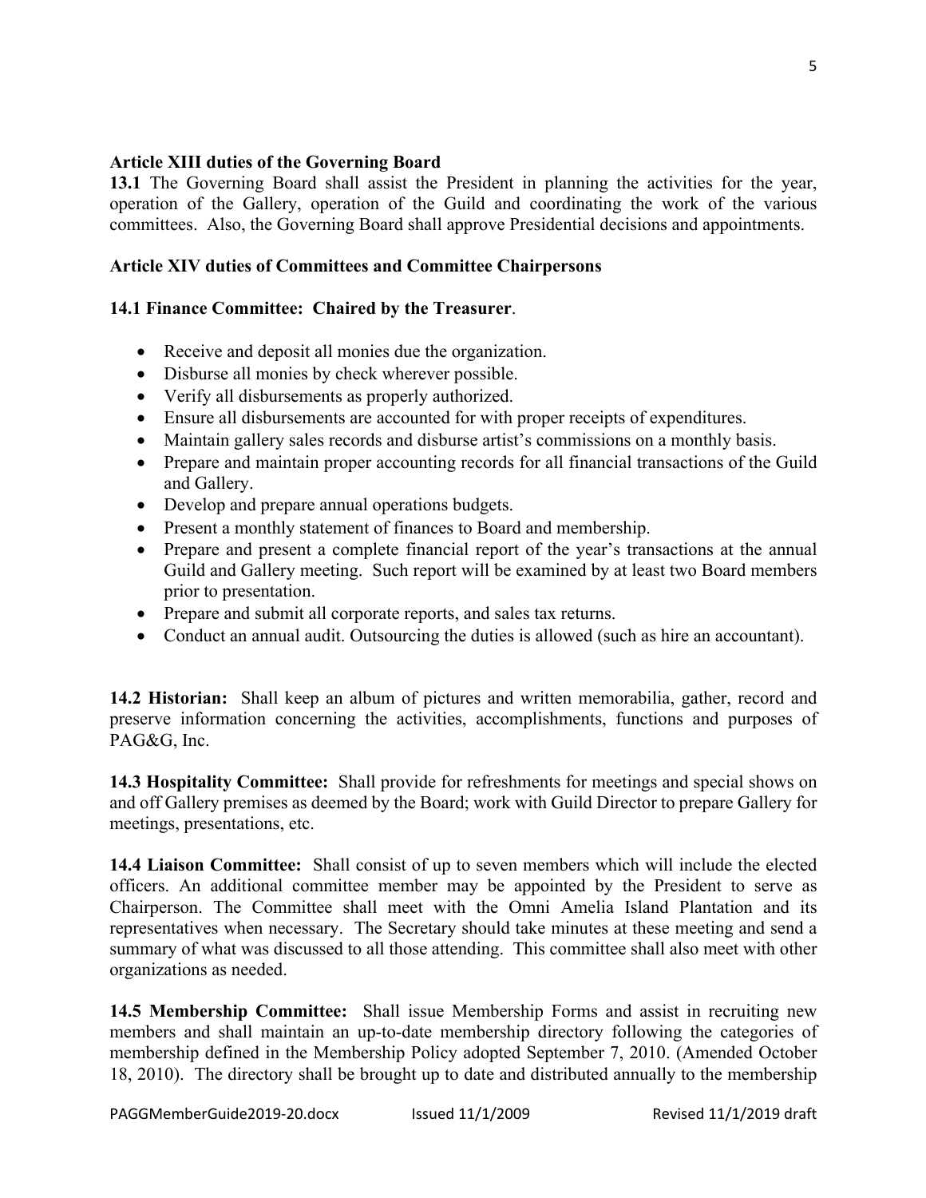**Article XIII duties of the Governing Board**

**13.1** The Governing Board shall assist the President in planning the activities for the year, operation of the Gallery, operation of the Guild and coordinating the work of the various committees. Also, the Governing Board shall approve Presidential decisions and appointments.

**Article XIV duties of Committees and Committee Chairpersons**

**14.1 Finance Committee: Chaired by the Treasurer**.

- Receive and deposit all monies due the organization.
- Disburse all monies by check wherever possible.
- Verify all disbursements as properly authorized.
- Ensure all disbursements are accounted for with proper receipts of expenditures.
- Maintain gallery sales records and disburse artist's commissions on a monthly basis.
- Prepare and maintain proper accounting records for all financial transactions of the Guild and Gallery.
- Develop and prepare annual operations budgets.
- Present a monthly statement of finances to Board and membership.
- Prepare and present a complete financial report of the year's transactions at the annual Guild and Gallery meeting. Such report will be examined by at least two Board members prior to presentation.
- Prepare and submit all corporate reports, and sales tax returns.
- Conduct an annual audit. Outsourcing the duties is allowed (such as hire an accountant).

**14.2 Historian:** Shall keep an album of pictures and written memorabilia, gather, record and preserve information concerning the activities, accomplishments, functions and purposes of PAG&G, Inc.

**14.3 Hospitality Committee:** Shall provide for refreshments for meetings and special shows on and off Gallery premises as deemed by the Board; work with Guild Director to prepare Gallery for meetings, presentations, etc.

**14.4 Liaison Committee:** Shall consist of up to seven members which will include the elected officers. An additional committee member may be appointed by the President to serve as Chairperson. The Committee shall meet with the Omni Amelia Island Plantation and its representatives when necessary. The Secretary should take minutes at these meeting and send a summary of what was discussed to all those attending. This committee shall also meet with other organizations as needed.

**14.5 Membership Committee:** Shall issue Membership Forms and assist in recruiting new members and shall maintain an up-to-date membership directory following the categories of membership defined in the Membership Policy adopted September 7, 2010. (Amended October 18, 2010). The directory shall be brought up to date and distributed annually to the membership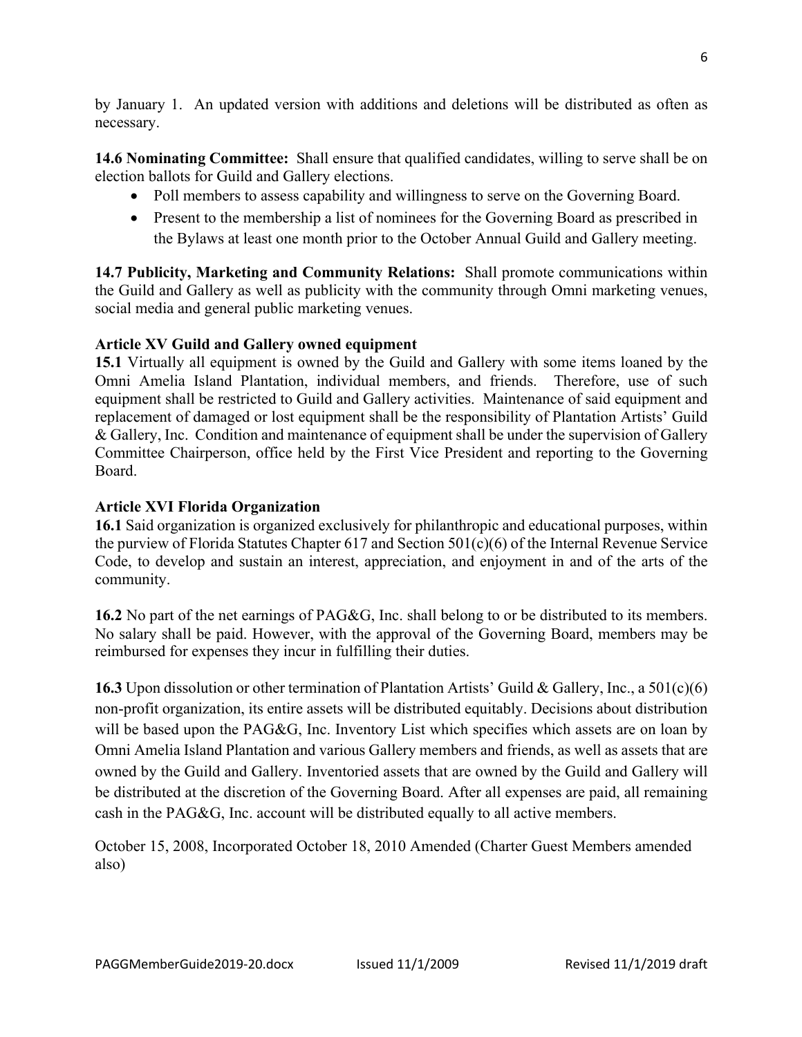by January 1. An updated version with additions and deletions will be distributed as often as necessary.

**14.6 Nominating Committee:** Shall ensure that qualified candidates, willing to serve shall be on election ballots for Guild and Gallery elections.

- Poll members to assess capability and willingness to serve on the Governing Board.
- Present to the membership a list of nominees for the Governing Board as prescribed in the Bylaws at least one month prior to the October Annual Guild and Gallery meeting.

**14.7 Publicity, Marketing and Community Relations:** Shall promote communications within the Guild and Gallery as well as publicity with the community through Omni marketing venues, social media and general public marketing venues.

**Article XV Guild and Gallery owned equipment**

**15.1** Virtually all equipment is owned by the Guild and Gallery with some items loaned by the Omni Amelia Island Plantation, individual members, and friends. Therefore, use of such equipment shall be restricted to Guild and Gallery activities. Maintenance of said equipment and replacement of damaged or lost equipment shall be the responsibility of Plantation Artists' Guild & Gallery, Inc. Condition and maintenance of equipment shall be under the supervision of Gallery Committee Chairperson, office held by the First Vice President and reporting to the Governing Board.

**Article XVI Florida Organization**

**16.1** Said organization is organized exclusively for philanthropic and educational purposes, within the purview of Florida Statutes Chapter 617 and Section 501(c)(6) of the Internal Revenue Service Code, to develop and sustain an interest, appreciation, and enjoyment in and of the arts of the community.

**16.2** No part of the net earnings of PAG&G, Inc. shall belong to or be distributed to its members. No salary shall be paid. However, with the approval of the Governing Board, members may be reimbursed for expenses they incur in fulfilling their duties.

**16.3** Upon dissolution or other termination of Plantation Artists' Guild & Gallery, Inc., a 501(c)(6) non-profit organization, its entire assets will be distributed equitably. Decisions about distribution will be based upon the PAG&G, Inc. Inventory List which specifies which assets are on loan by Omni Amelia Island Plantation and various Gallery members and friends, as well as assets that are owned by the Guild and Gallery. Inventoried assets that are owned by the Guild and Gallery will be distributed at the discretion of the Governing Board. After all expenses are paid, all remaining cash in the PAG&G, Inc. account will be distributed equally to all active members.

October 15, 2008, Incorporated October 18, 2010 Amended (Charter Guest Members amended also)